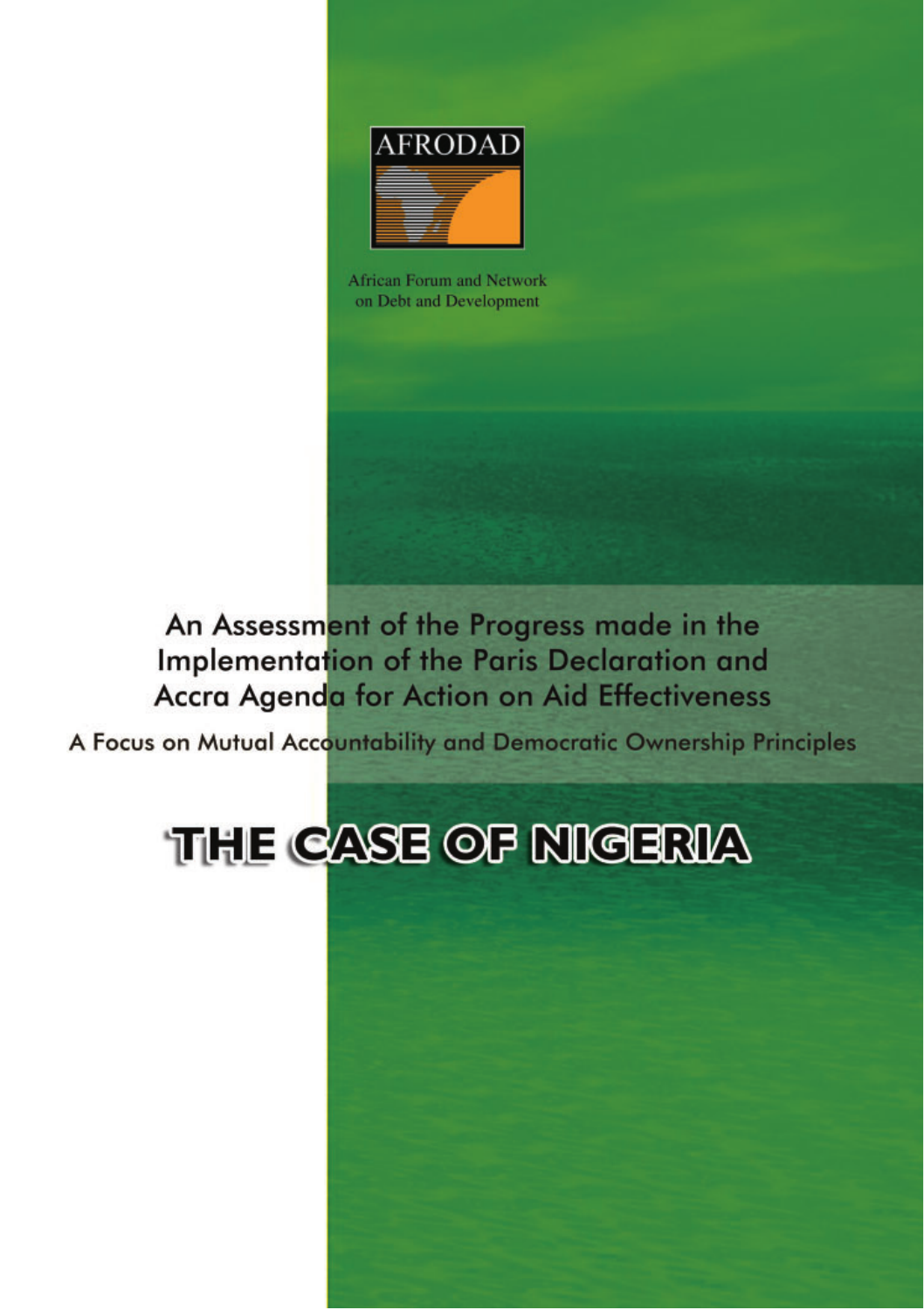AFRODAD

African Forum and Network on Debt and Development

# An Assessment of the Progress made in the Implementation of the Paris Declaration and Accra Agenda for Action on Aid Effectiveness

## A Focus on Mutual Accountability and Democratic Ownership Principles

# THE CASE OF NIGERIA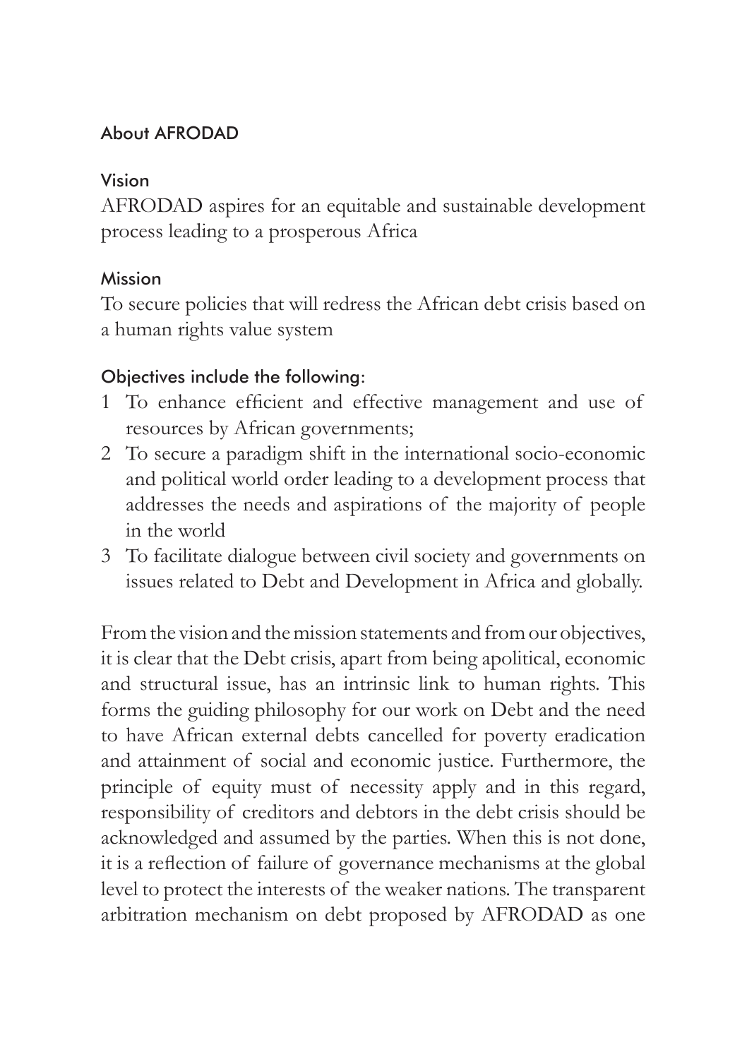## About AFRODAD

### Vision

AFRODAD aspires for an equitable and sustainable development process leading to a prosperous Africa

### Mission

To secure policies that will redress the African debt crisis based on a human rights value system

### Objectives include the following:

1. To enhance efficient and effective management and use of resources by African governments;
2. To secure a paradigm shift in the international socio-economic and political world order leading to a development process that addresses the needs and aspirations of the majority of people in the world
3. To facilitate dialogue between civil society and governments on issues related to Debt and Development in Africa and globally.

From the vision and the mission statements and from our objectives, it is clear that the Debt crisis, apart from being apolitical, economic and structural issue, has an intrinsic link to human rights. This forms the guiding philosophy for our work on Debt and the need to have African external debts cancelled for poverty eradication and attainment of social and economic justice. Furthermore, the principle of equity must of necessity apply and in this regard, responsibility of creditors and debtors in the debt crisis should be acknowledged and assumed by the parties. When this is not done, it is a reflection of failure of governance mechanisms at the global level to protect the interests of the weaker nations. The transparent arbitration mechanism on debt proposed by AFRODAD as one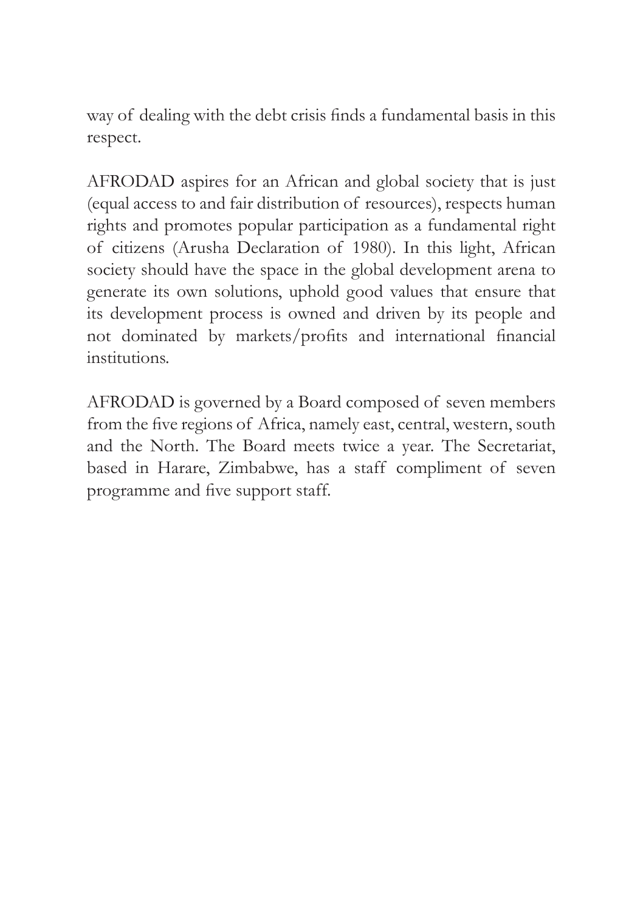way of dealing with the debt crisis finds a fundamental basis in this respect.

AFRODAD aspires for an African and global society that is just (equal access to and fair distribution of resources), respects human rights and promotes popular participation as a fundamental right of citizens (Arusha Declaration of 1980). In this light, African society should have the space in the global development arena to generate its own solutions, uphold good values that ensure that its development process is owned and driven by its people and not dominated by markets/profits and international financial institutions.

AFRODAD is governed by a Board composed of seven members from the five regions of Africa, namely east, central, western, south and the North. The Board meets twice a year. The Secretariat, based in Harare, Zimbabwe, has a staff compliment of seven programme and five support staff.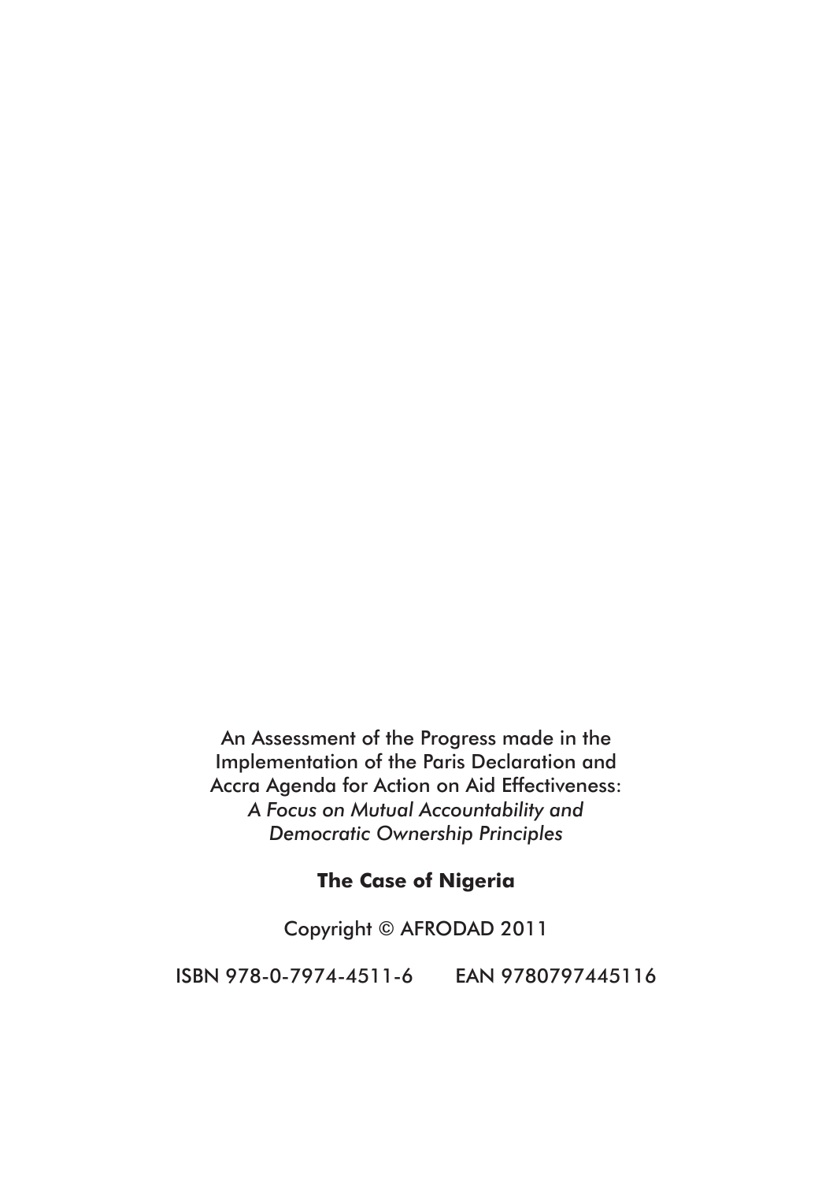An Assessment of the Progress made in the Implementation of the Paris Declaration and Accra Agenda for Action on Aid Effectiveness: *A Focus on Mutual Accountability and Democratic Ownership Principles*

**The Case of Nigeria**

Copyright © AFRODAD 2011

ISBN 978-0-7974-4511-6    EAN 9780797445116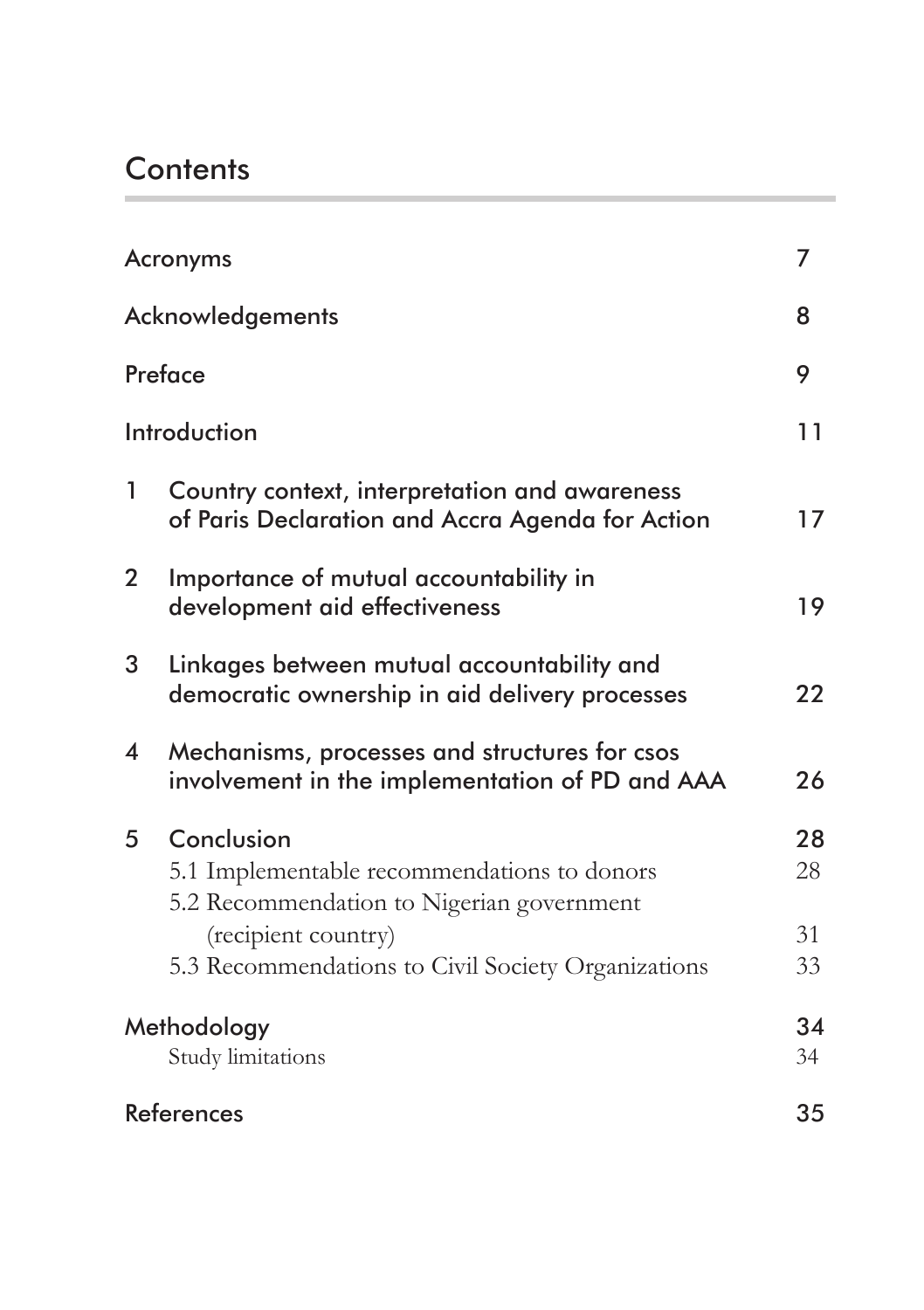# Contents

| | | |
|---|---|---|
| Acronyms | | 7 |
| Acknowledgements | | 8 |
| Preface | | 9 |
| Introduction | | 11 |
| 1 | Country context, interpretation and awareness of Paris Declaration and Accra Agenda for Action | 17 |
| 2 | Importance of mutual accountability in development aid effectiveness | 19 |
| 3 | Linkages between mutual accountability and democratic ownership in aid delivery processes | 22 |
| 4 | Mechanisms, processes and structures for csos involvement in the implementation of PD and AAA | 26 |
| 5 | Conclusion | 28 |
| | 5.1 Implementable recommendations to donors | 28 |
| | 5.2 Recommendation to Nigerian government (recipient country) | 31 |
| | 5.3 Recommendations to Civil Society Organizations | 33 |
| Methodology | | 34 |
| | Study limitations | 34 |
| References | | 35 |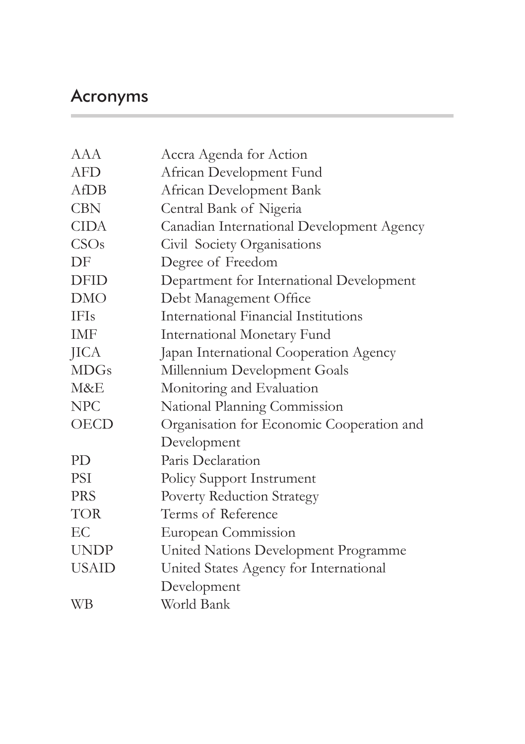# Acronyms

| | |
|---|---|
| AAA | Accra Agenda for Action |
| AFD | African Development Fund |
| AfDB | African Development Bank |
| CBN | Central Bank of Nigeria |
| CIDA | Canadian International Development Agency |
| CSOs | Civil Society Organisations |
| DF | Degree of Freedom |
| DFID | Department for International Development |
| DMO | Debt Management Office |
| IFIs | International Financial Institutions |
| IMF | International Monetary Fund |
| JICA | Japan International Cooperation Agency |
| MDGs | Millennium Development Goals |
| M&E | Monitoring and Evaluation |
| NPC | National Planning Commission |
| OECD | Organisation for Economic Cooperation and Development |
| PD | Paris Declaration |
| PSI | Policy Support Instrument |
| PRS | Poverty Reduction Strategy |
| TOR | Terms of Reference |
| EC | European Commission |
| UNDP | United Nations Development Programme |
| USAID | United States Agency for International Development |
| WB | World Bank |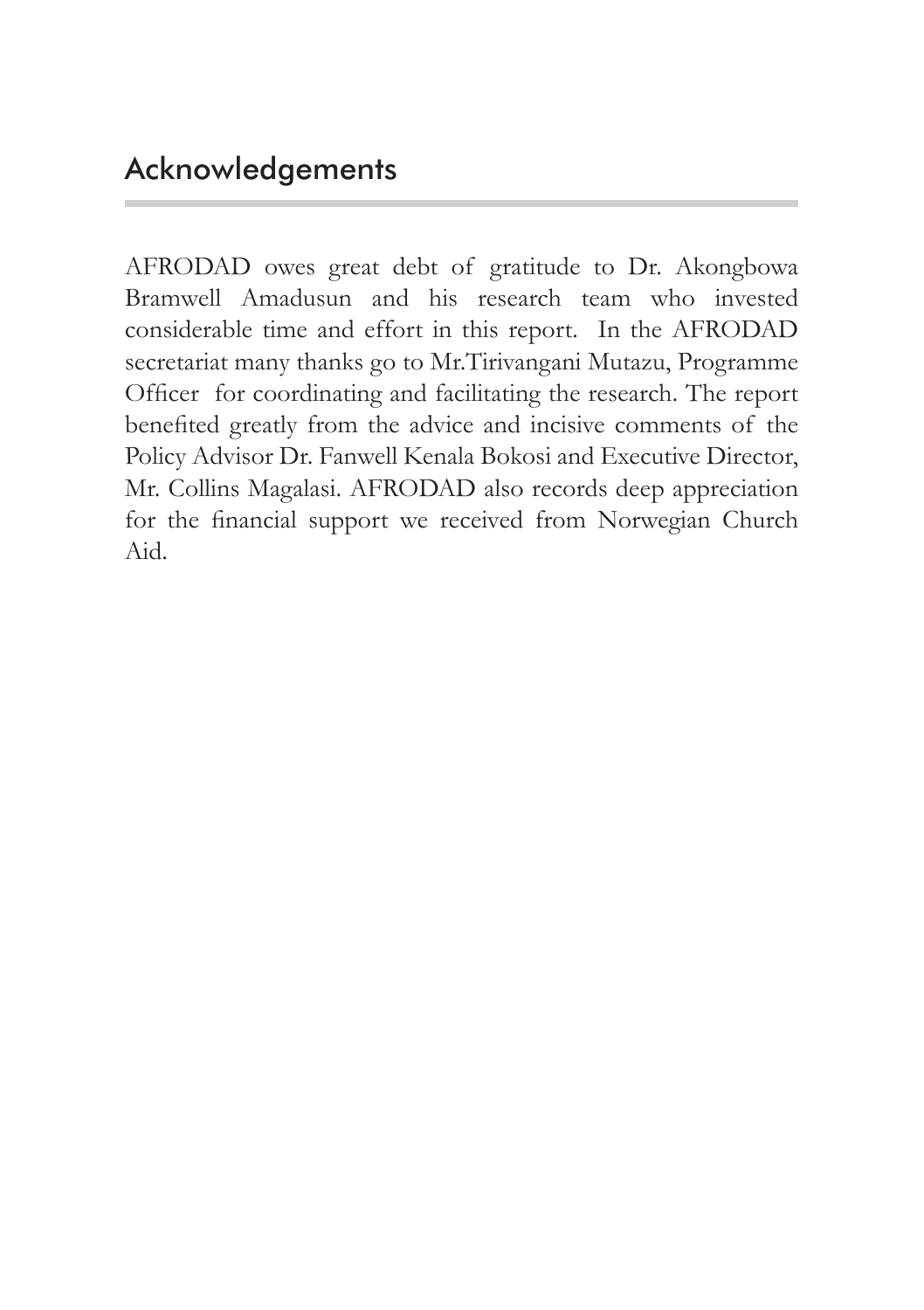## Acknowledgements

AFRODAD owes great debt of gratitude to Dr. Akongbowa Bramwell Amadusun and his research team who invested considerable time and effort in this report. In the AFRODAD secretariat many thanks go to Mr.Tirivangani Mutazu, Programme Officer for coordinating and facilitating the research. The report benefited greatly from the advice and incisive comments of the Policy Advisor Dr. Fanwell Kenala Bokosi and Executive Director, Mr. Collins Magalasi. AFRODAD also records deep appreciation for the financial support we received from Norwegian Church Aid.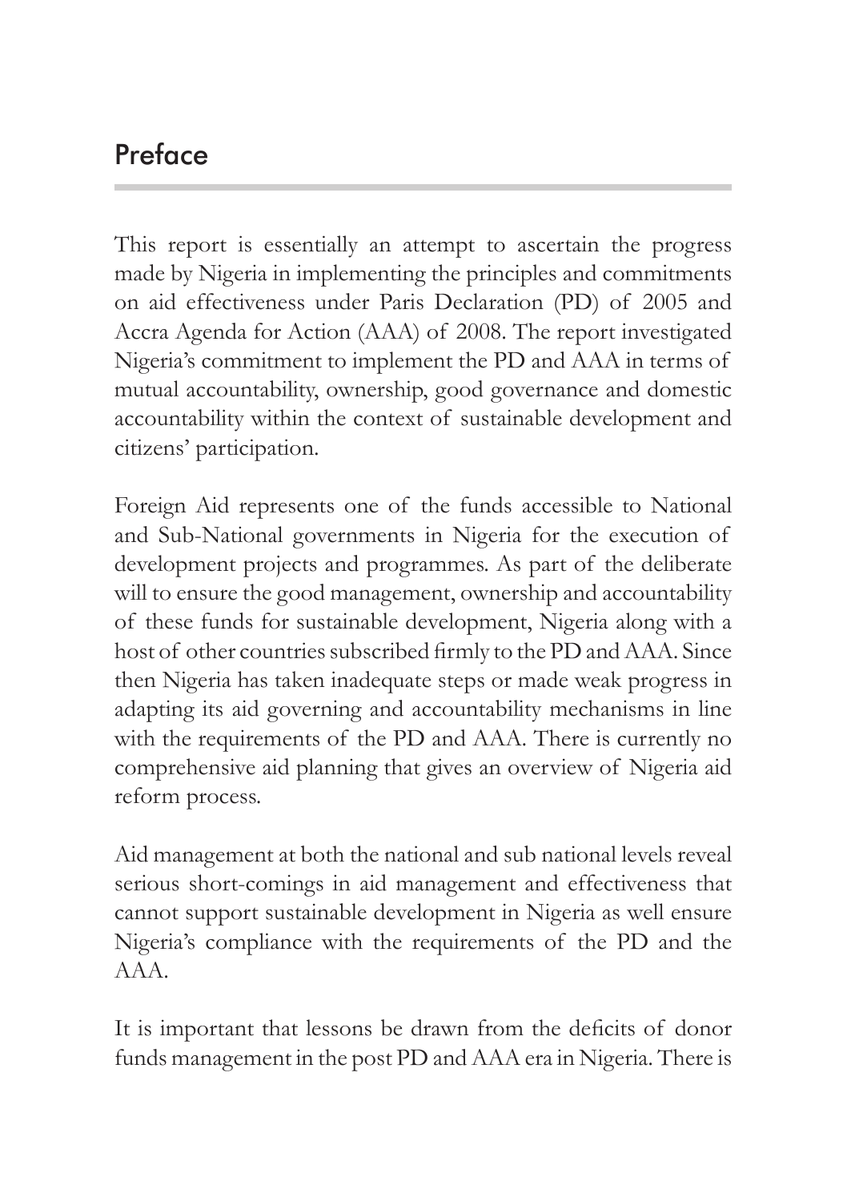# Preface

This report is essentially an attempt to ascertain the progress made by Nigeria in implementing the principles and commitments on aid effectiveness under Paris Declaration (PD) of 2005 and Accra Agenda for Action (AAA) of 2008. The report investigated Nigeria's commitment to implement the PD and AAA in terms of mutual accountability, ownership, good governance and domestic accountability within the context of sustainable development and citizens' participation.

Foreign Aid represents one of the funds accessible to National and Sub-National governments in Nigeria for the execution of development projects and programmes. As part of the deliberate will to ensure the good management, ownership and accountability of these funds for sustainable development, Nigeria along with a host of other countries subscribed firmly to the PD and AAA. Since then Nigeria has taken inadequate steps or made weak progress in adapting its aid governing and accountability mechanisms in line with the requirements of the PD and AAA. There is currently no comprehensive aid planning that gives an overview of Nigeria aid reform process.

Aid management at both the national and sub national levels reveal serious short-comings in aid management and effectiveness that cannot support sustainable development in Nigeria as well ensure Nigeria's compliance with the requirements of the PD and the AAA.

It is important that lessons be drawn from the deficits of donor funds management in the post PD and AAA era in Nigeria. There is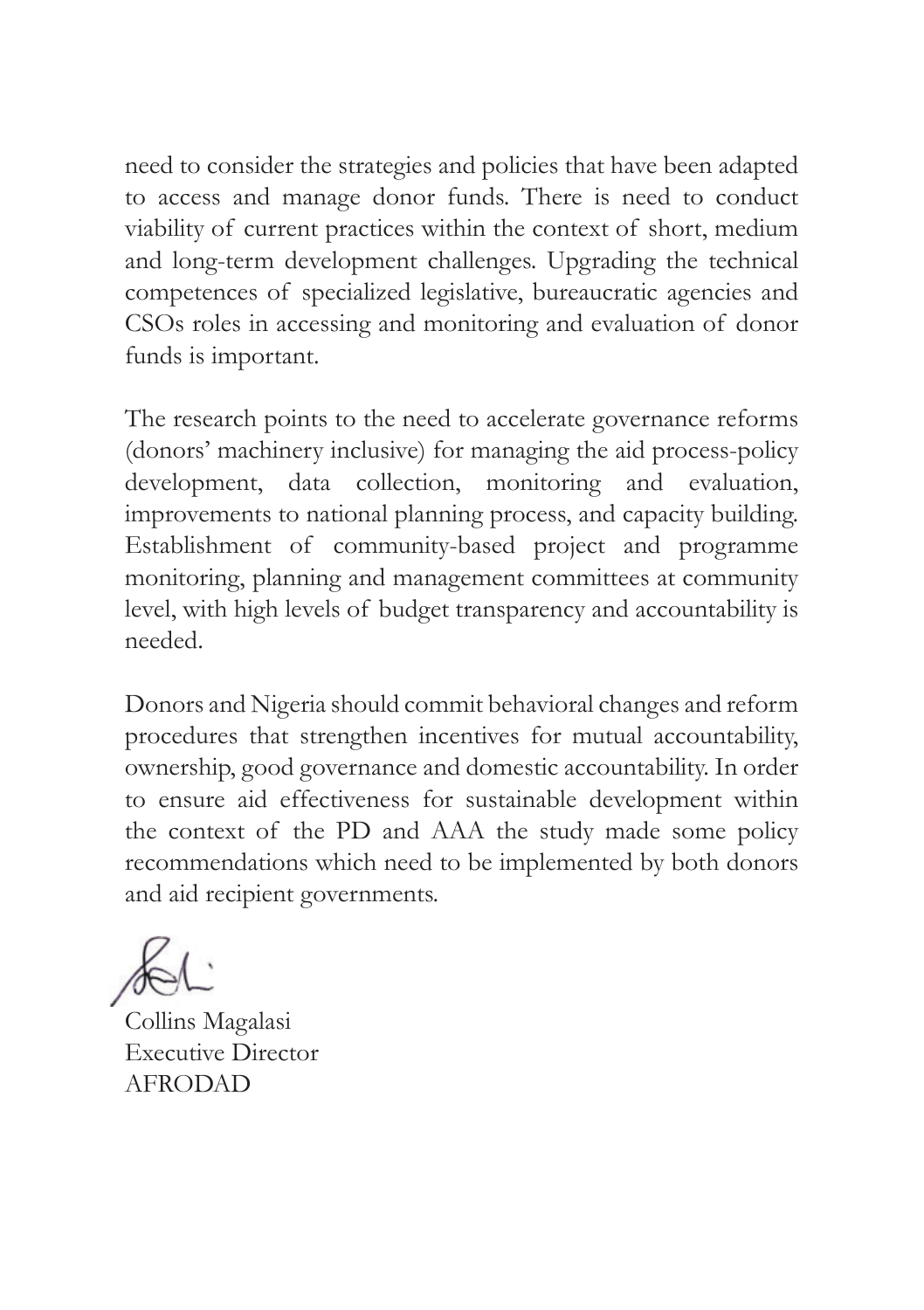need to consider the strategies and policies that have been adapted to access and manage donor funds. There is need to conduct viability of current practices within the context of short, medium and long-term development challenges. Upgrading the technical competences of specialized legislative, bureaucratic agencies and CSOs roles in accessing and monitoring and evaluation of donor funds is important.

The research points to the need to accelerate governance reforms (donors' machinery inclusive) for managing the aid process-policy development, data collection, monitoring and evaluation, improvements to national planning process, and capacity building. Establishment of community-based project and programme monitoring, planning and management committees at community level, with high levels of budget transparency and accountability is needed.

Donors and Nigeria should commit behavioral changes and reform procedures that strengthen incentives for mutual accountability, ownership, good governance and domestic accountability. In order to ensure aid effectiveness for sustainable development within the context of the PD and AAA the study made some policy recommendations which need to be implemented by both donors and aid recipient governments.

Collins Magalasi
Executive Director
AFRODAD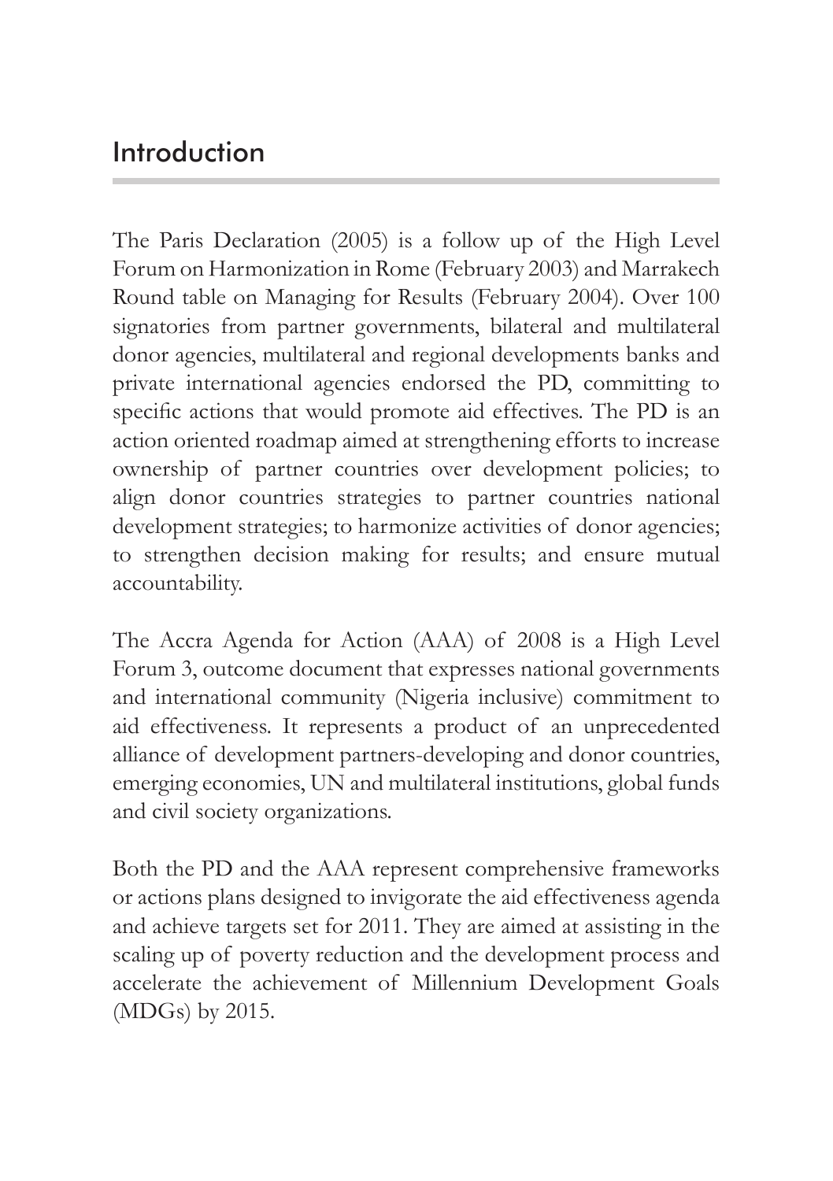## Introduction

The Paris Declaration (2005) is a follow up of the High Level Forum on Harmonization in Rome (February 2003) and Marrakech Round table on Managing for Results (February 2004). Over 100 signatories from partner governments, bilateral and multilateral donor agencies, multilateral and regional developments banks and private international agencies endorsed the PD, committing to specific actions that would promote aid effectives. The PD is an action oriented roadmap aimed at strengthening efforts to increase ownership of partner countries over development policies; to align donor countries strategies to partner countries national development strategies; to harmonize activities of donor agencies; to strengthen decision making for results; and ensure mutual accountability.

The Accra Agenda for Action (AAA) of 2008 is a High Level Forum 3, outcome document that expresses national governments and international community (Nigeria inclusive) commitment to aid effectiveness. It represents a product of an unprecedented alliance of development partners-developing and donor countries, emerging economies, UN and multilateral institutions, global funds and civil society organizations.

Both the PD and the AAA represent comprehensive frameworks or actions plans designed to invigorate the aid effectiveness agenda and achieve targets set for 2011. They are aimed at assisting in the scaling up of poverty reduction and the development process and accelerate the achievement of Millennium Development Goals (MDGs) by 2015.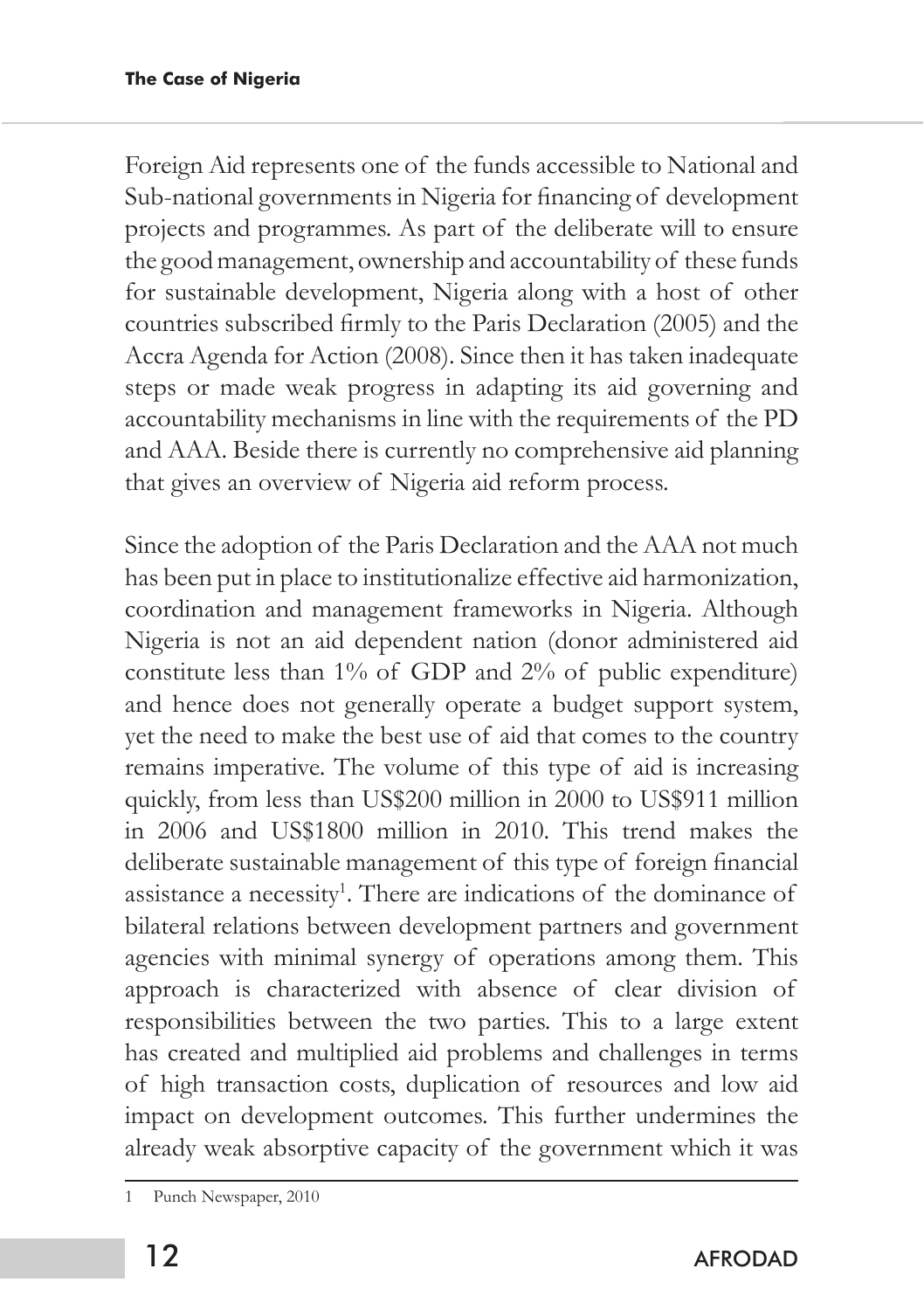Foreign Aid represents one of the funds accessible to National and Sub-national governments in Nigeria for financing of development projects and programmes. As part of the deliberate will to ensure the good management, ownership and accountability of these funds for sustainable development, Nigeria along with a host of other countries subscribed firmly to the Paris Declaration (2005) and the Accra Agenda for Action (2008). Since then it has taken inadequate steps or made weak progress in adapting its aid governing and accountability mechanisms in line with the requirements of the PD and AAA. Beside there is currently no comprehensive aid planning that gives an overview of Nigeria aid reform process.

Since the adoption of the Paris Declaration and the AAA not much has been put in place to institutionalize effective aid harmonization, coordination and management frameworks in Nigeria. Although Nigeria is not an aid dependent nation (donor administered aid constitute less than 1% of GDP and 2% of public expenditure) and hence does not generally operate a budget support system, yet the need to make the best use of aid that comes to the country remains imperative. The volume of this type of aid is increasing quickly, from less than US$200 million in 2000 to US$911 million in 2006 and US$1800 million in 2010. This trend makes the deliberate sustainable management of this type of foreign financial assistance a necessity[1]. There are indications of the dominance of bilateral relations between development partners and government agencies with minimal synergy of operations among them. This approach is characterized with absence of clear division of responsibilities between the two parties. This to a large extent has created and multiplied aid problems and challenges in terms of high transaction costs, duplication of resources and low aid impact on development outcomes. This further undermines the already weak absorptive capacity of the government which it was

1 Punch Newspaper, 2010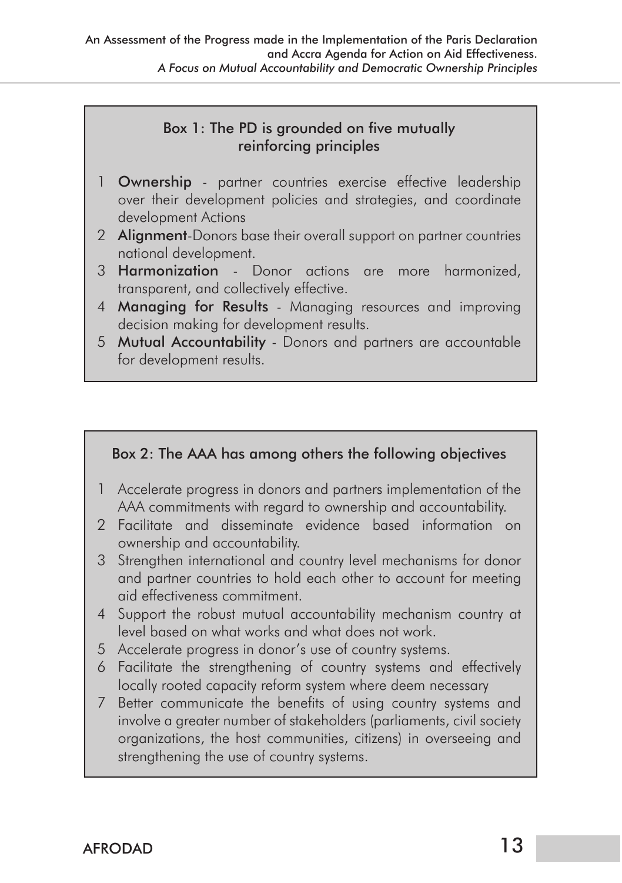### Box 1: The PD is grounded on five mutually reinforcing principles

1 **Ownership** - partner countries exercise effective leadership over their development policies and strategies, and coordinate development Actions
2 **Alignment**-Donors base their overall support on partner countries national development.
3 **Harmonization** - Donor actions are more harmonized, transparent, and collectively effective.
4 **Managing for Results** - Managing resources and improving decision making for development results.
5 **Mutual Accountability** - Donors and partners are accountable for development results.

### Box 2: The AAA has among others the following objectives

1 Accelerate progress in donors and partners implementation of the AAA commitments with regard to ownership and accountability.
2 Facilitate and disseminate evidence based information on ownership and accountability.
3 Strengthen international and country level mechanisms for donor and partner countries to hold each other to account for meeting aid effectiveness commitment.
4 Support the robust mutual accountability mechanism country at level based on what works and what does not work.
5 Accelerate progress in donor's use of country systems.
6 Facilitate the strengthening of country systems and effectively locally rooted capacity reform system where deem necessary
7 Better communicate the benefits of using country systems and involve a greater number of stakeholders (parliaments, civil society organizations, the host communities, citizens) in overseeing and strengthening the use of country systems.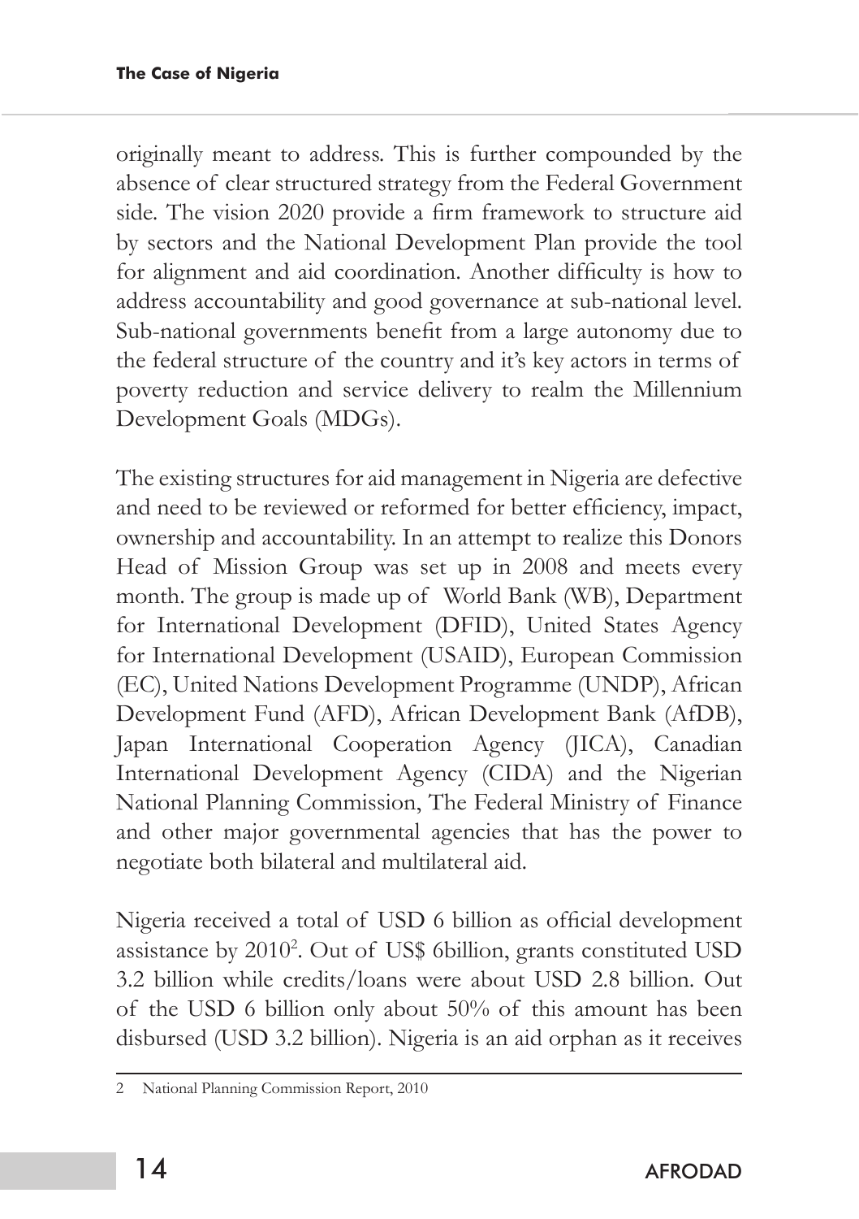originally meant to address. This is further compounded by the absence of clear structured strategy from the Federal Government side. The vision 2020 provide a firm framework to structure aid by sectors and the National Development Plan provide the tool for alignment and aid coordination. Another difficulty is how to address accountability and good governance at sub-national level. Sub-national governments benefit from a large autonomy due to the federal structure of the country and it's key actors in terms of poverty reduction and service delivery to realm the Millennium Development Goals (MDGs).

The existing structures for aid management in Nigeria are defective and need to be reviewed or reformed for better efficiency, impact, ownership and accountability. In an attempt to realize this Donors Head of Mission Group was set up in 2008 and meets every month. The group is made up of World Bank (WB), Department for International Development (DFID), United States Agency for International Development (USAID), European Commission (EC), United Nations Development Programme (UNDP), African Development Fund (AFD), African Development Bank (AfDB), Japan International Cooperation Agency (JICA), Canadian International Development Agency (CIDA) and the Nigerian National Planning Commission, The Federal Ministry of Finance and other major governmental agencies that has the power to negotiate both bilateral and multilateral aid.

Nigeria received a total of USD 6 billion as official development assistance by 2010[2]. Out of US$ 6billion, grants constituted USD 3.2 billion while credits/loans were about USD 2.8 billion. Out of the USD 6 billion only about 50% of this amount has been disbursed (USD 3.2 billion). Nigeria is an aid orphan as it receives

2 National Planning Commission Report, 2010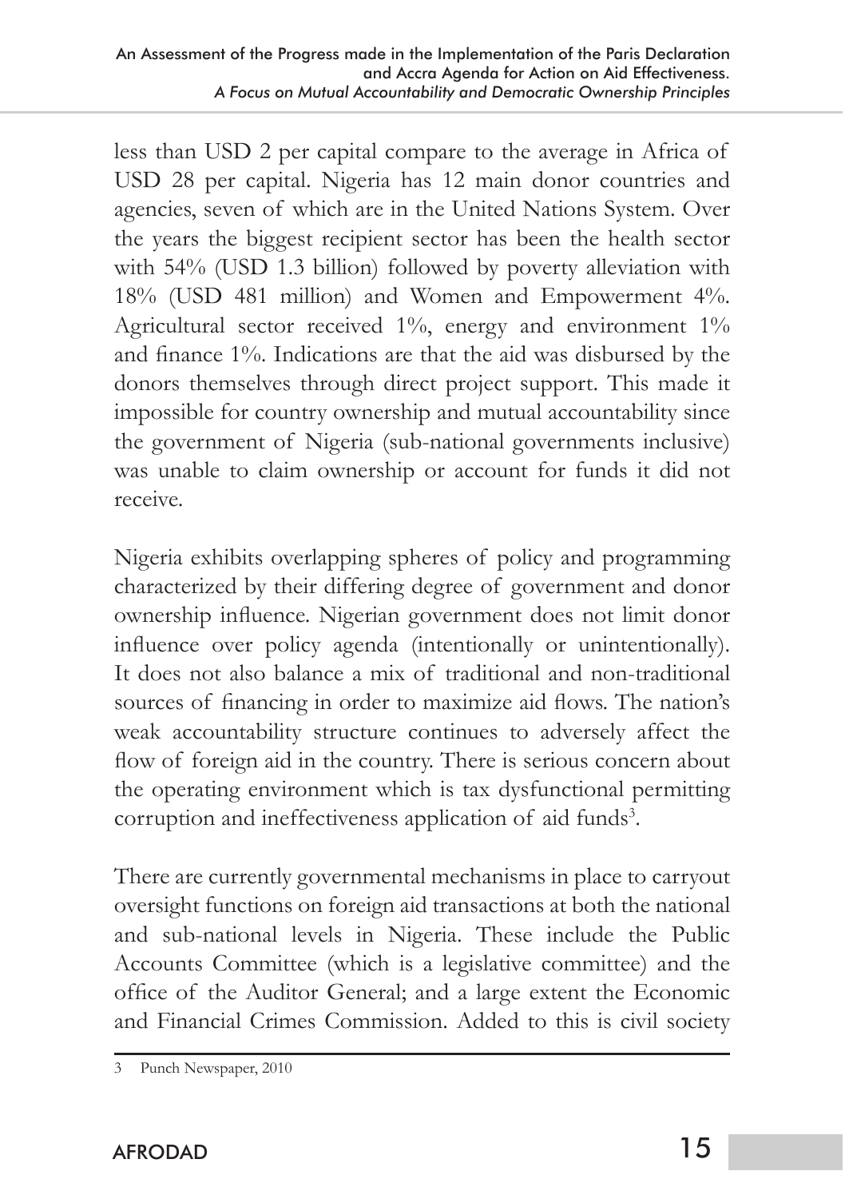less than USD 2 per capital compare to the average in Africa of USD 28 per capital. Nigeria has 12 main donor countries and agencies, seven of which are in the United Nations System. Over the years the biggest recipient sector has been the health sector with 54% (USD 1.3 billion) followed by poverty alleviation with 18% (USD 481 million) and Women and Empowerment 4%. Agricultural sector received 1%, energy and environment 1% and finance 1%. Indications are that the aid was disbursed by the donors themselves through direct project support. This made it impossible for country ownership and mutual accountability since the government of Nigeria (sub-national governments inclusive) was unable to claim ownership or account for funds it did not receive.

Nigeria exhibits overlapping spheres of policy and programming characterized by their differing degree of government and donor ownership influence. Nigerian government does not limit donor influence over policy agenda (intentionally or unintentionally). It does not also balance a mix of traditional and non-traditional sources of financing in order to maximize aid flows. The nation's weak accountability structure continues to adversely affect the flow of foreign aid in the country. There is serious concern about the operating environment which is tax dysfunctional permitting corruption and ineffectiveness application of aid funds[3].

There are currently governmental mechanisms in place to carryout oversight functions on foreign aid transactions at both the national and sub-national levels in Nigeria. These include the Public Accounts Committee (which is a legislative committee) and the office of the Auditor General; and a large extent the Economic and Financial Crimes Commission. Added to this is civil society

---

3 Punch Newspaper, 2010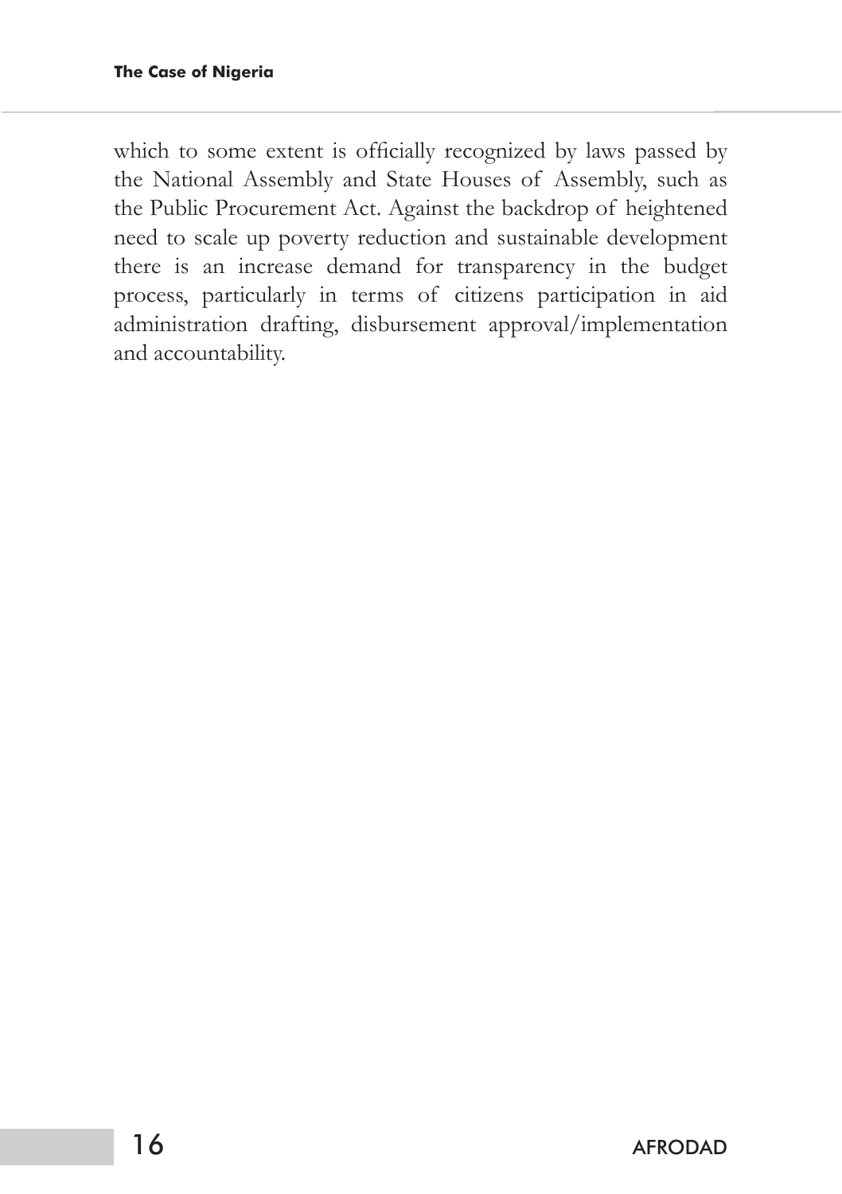which to some extent is officially recognized by laws passed by the National Assembly and State Houses of Assembly, such as the Public Procurement Act. Against the backdrop of heightened need to scale up poverty reduction and sustainable development there is an increase demand for transparency in the budget process, particularly in terms of citizens participation in aid administration drafting, disbursement approval/implementation and accountability.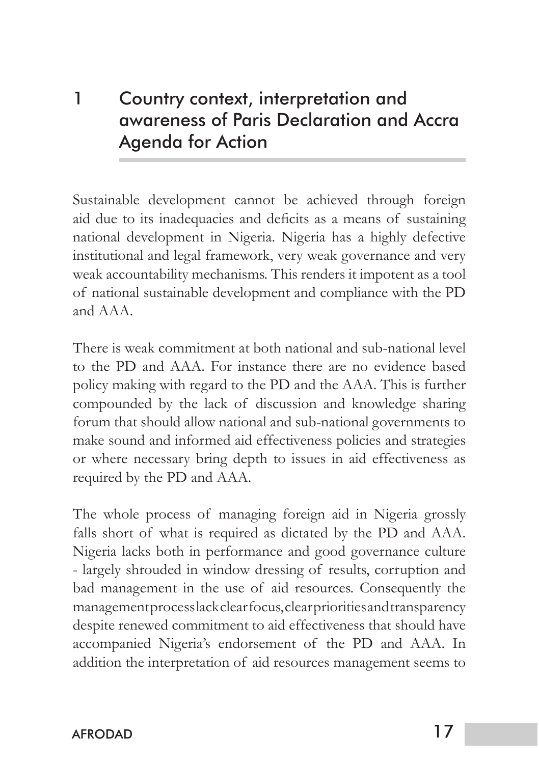# 1 Country context, interpretation and awareness of Paris Declaration and Accra Agenda for Action

Sustainable development cannot be achieved through foreign aid due to its inadequacies and deficits as a means of sustaining national development in Nigeria. Nigeria has a highly defective institutional and legal framework, very weak governance and very weak accountability mechanisms. This renders it impotent as a tool of national sustainable development and compliance with the PD and AAA.

There is weak commitment at both national and sub-national level to the PD and AAA. For instance there are no evidence based policy making with regard to the PD and the AAA. This is further compounded by the lack of discussion and knowledge sharing forum that should allow national and sub-national governments to make sound and informed aid effectiveness policies and strategies or where necessary bring depth to issues in aid effectiveness as required by the PD and AAA.

The whole process of managing foreign aid in Nigeria grossly falls short of what is required as dictated by the PD and AAA. Nigeria lacks both in performance and good governance culture - largely shrouded in window dressing of results, corruption and bad management in the use of aid resources. Consequently the management process lack clear focus, clear priorities and transparency despite renewed commitment to aid effectiveness that should have accompanied Nigeria's endorsement of the PD and AAA. In addition the interpretation of aid resources management seems to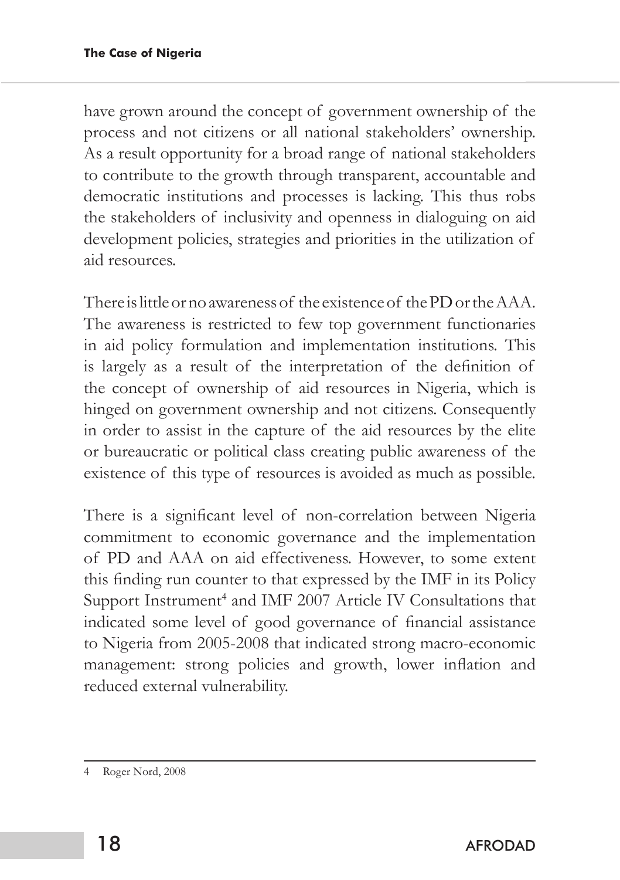have grown around the concept of government ownership of the process and not citizens or all national stakeholders' ownership. As a result opportunity for a broad range of national stakeholders to contribute to the growth through transparent, accountable and democratic institutions and processes is lacking. This thus robs the stakeholders of inclusivity and openness in dialoguing on aid development policies, strategies and priorities in the utilization of aid resources.

There is little or no awareness of the existence of the PD or the AAA. The awareness is restricted to few top government functionaries in aid policy formulation and implementation institutions. This is largely as a result of the interpretation of the definition of the concept of ownership of aid resources in Nigeria, which is hinged on government ownership and not citizens. Consequently in order to assist in the capture of the aid resources by the elite or bureaucratic or political class creating public awareness of the existence of this type of resources is avoided as much as possible.

There is a significant level of non-correlation between Nigeria commitment to economic governance and the implementation of PD and AAA on aid effectiveness. However, to some extent this finding run counter to that expressed by the IMF in its Policy Support Instrument[4] and IMF 2007 Article IV Consultations that indicated some level of good governance of financial assistance to Nigeria from 2005-2008 that indicated strong macro-economic management: strong policies and growth, lower inflation and reduced external vulnerability.

---

4 Roger Nord, 2008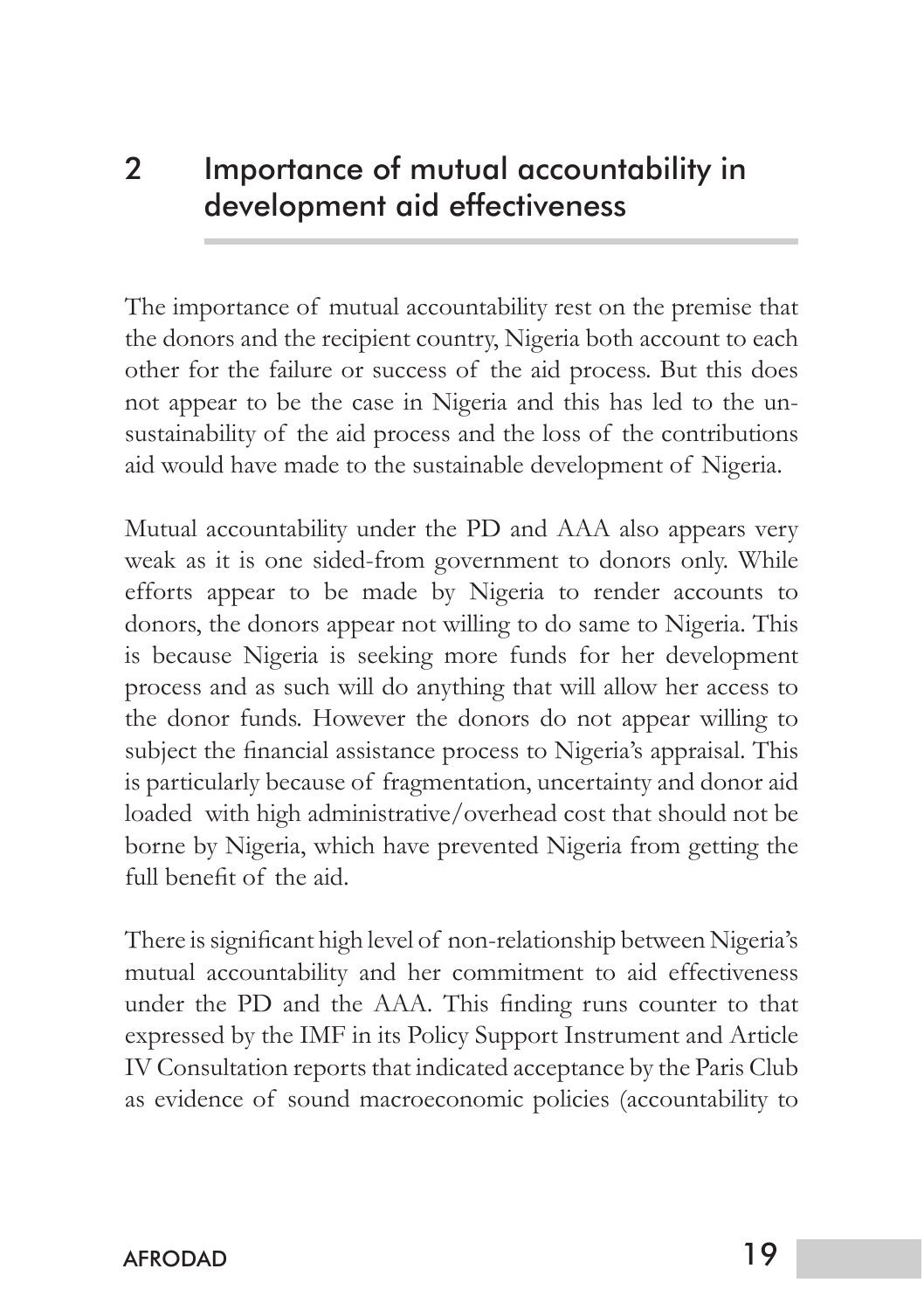# 2 Importance of mutual accountability in development aid effectiveness

The importance of mutual accountability rest on the premise that the donors and the recipient country, Nigeria both account to each other for the failure or success of the aid process. But this does not appear to be the case in Nigeria and this has led to the un-sustainability of the aid process and the loss of the contributions aid would have made to the sustainable development of Nigeria.

Mutual accountability under the PD and AAA also appears very weak as it is one sided-from government to donors only. While efforts appear to be made by Nigeria to render accounts to donors, the donors appear not willing to do same to Nigeria. This is because Nigeria is seeking more funds for her development process and as such will do anything that will allow her access to the donor funds. However the donors do not appear willing to subject the financial assistance process to Nigeria's appraisal. This is particularly because of fragmentation, uncertainty and donor aid loaded with high administrative/overhead cost that should not be borne by Nigeria, which have prevented Nigeria from getting the full benefit of the aid.

There is significant high level of non-relationship between Nigeria's mutual accountability and her commitment to aid effectiveness under the PD and the AAA. This finding runs counter to that expressed by the IMF in its Policy Support Instrument and Article IV Consultation reports that indicated acceptance by the Paris Club as evidence of sound macroeconomic policies (accountability to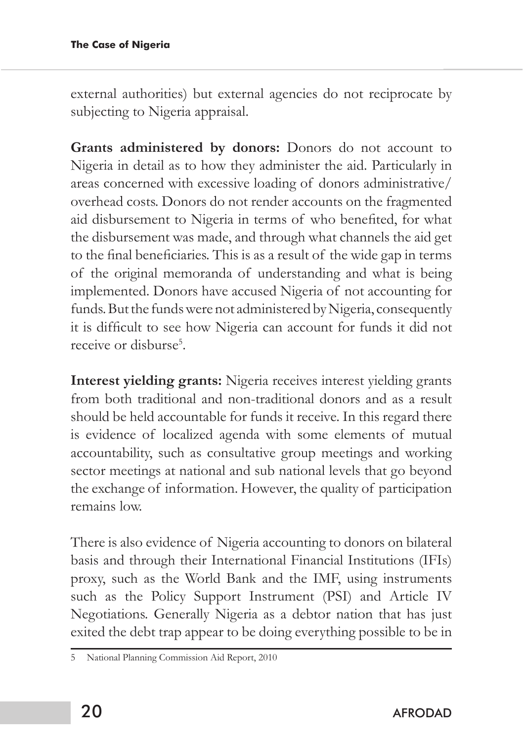external authorities) but external agencies do not reciprocate by subjecting to Nigeria appraisal.

**Grants administered by donors:** Donors do not account to Nigeria in detail as to how they administer the aid. Particularly in areas concerned with excessive loading of donors administrative/ overhead costs. Donors do not render accounts on the fragmented aid disbursement to Nigeria in terms of who benefited, for what the disbursement was made, and through what channels the aid get to the final beneficiaries. This is as a result of the wide gap in terms of the original memoranda of understanding and what is being implemented. Donors have accused Nigeria of not accounting for funds. But the funds were not administered by Nigeria, consequently it is difficult to see how Nigeria can account for funds it did not receive or disburse[5].

**Interest yielding grants:** Nigeria receives interest yielding grants from both traditional and non-traditional donors and as a result should be held accountable for funds it receive. In this regard there is evidence of localized agenda with some elements of mutual accountability, such as consultative group meetings and working sector meetings at national and sub national levels that go beyond the exchange of information. However, the quality of participation remains low.

There is also evidence of Nigeria accounting to donors on bilateral basis and through their International Financial Institutions (IFIs) proxy, such as the World Bank and the IMF, using instruments such as the Policy Support Instrument (PSI) and Article IV Negotiations. Generally Nigeria as a debtor nation that has just exited the debt trap appear to be doing everything possible to be in

5 National Planning Commission Aid Report, 2010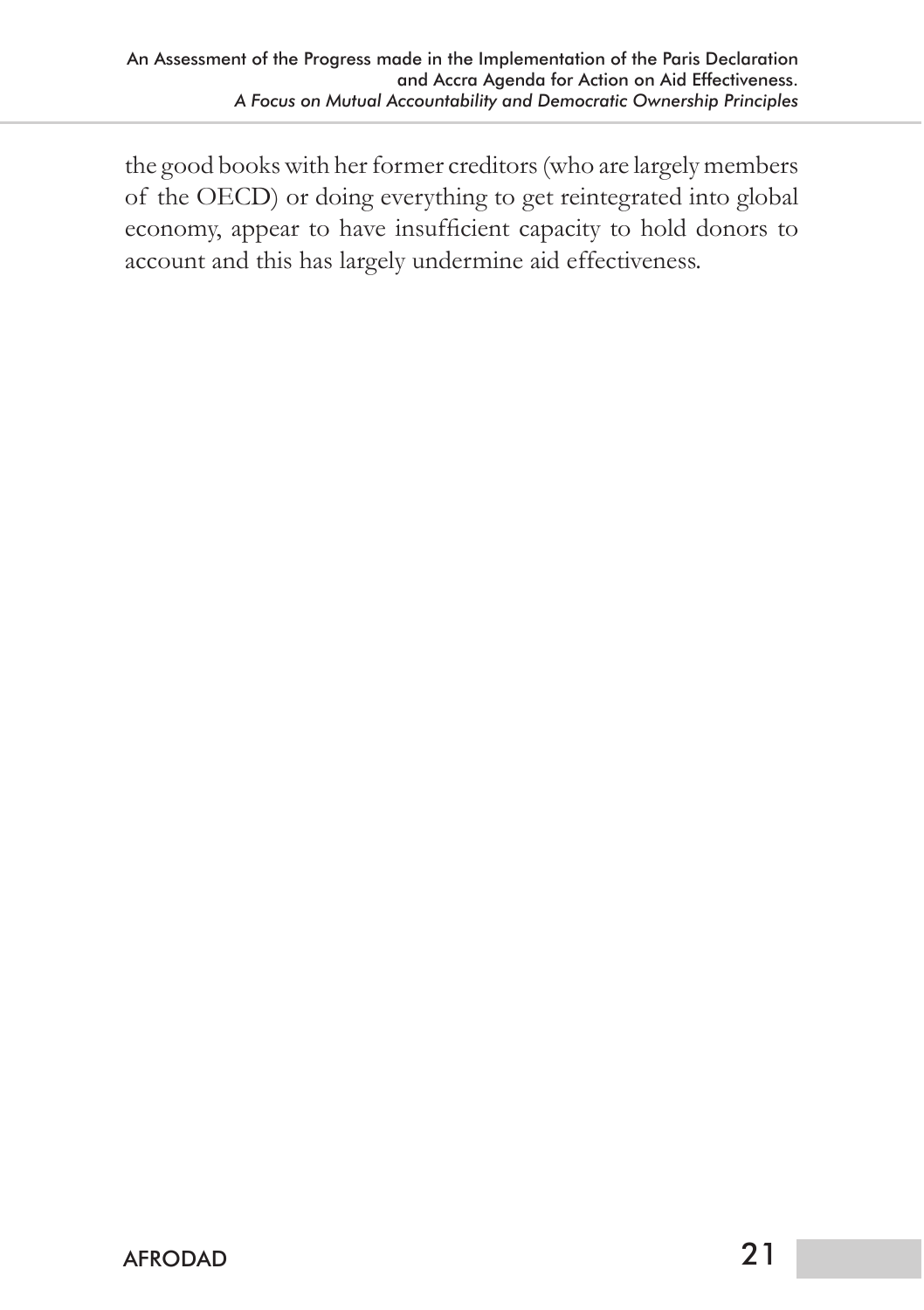the good books with her former creditors (who are largely members of the OECD) or doing everything to get reintegrated into global economy, appear to have insufficient capacity to hold donors to account and this has largely undermine aid effectiveness.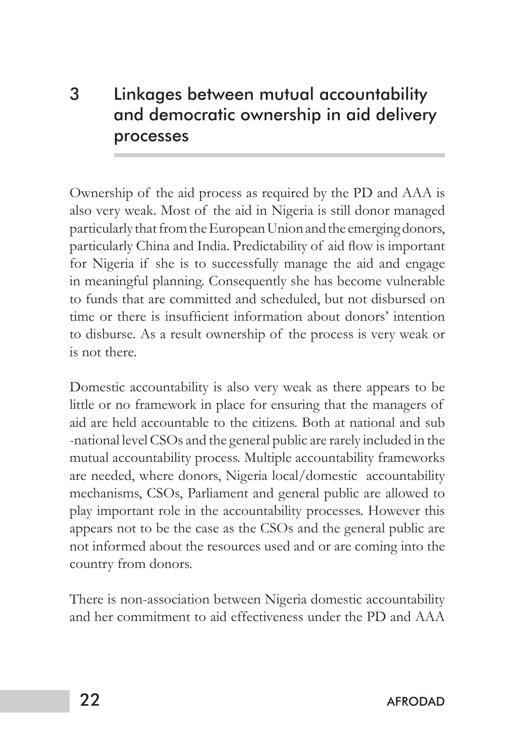# 3 Linkages between mutual accountability and democratic ownership in aid delivery processes

Ownership of the aid process as required by the PD and AAA is also very weak. Most of the aid in Nigeria is still donor managed particularly that from the European Union and the emerging donors, particularly China and India. Predictability of aid flow is important for Nigeria if she is to successfully manage the aid and engage in meaningful planning. Consequently she has become vulnerable to funds that are committed and scheduled, but not disbursed on time or there is insufficient information about donors' intention to disburse. As a result ownership of the process is very weak or is not there.

Domestic accountability is also very weak as there appears to be little or no framework in place for ensuring that the managers of aid are held accountable to the citizens. Both at national and sub -national level CSOs and the general public are rarely included in the mutual accountability process. Multiple accountability frameworks are needed, where donors, Nigeria local/domestic accountability mechanisms, CSOs, Parliament and general public are allowed to play important role in the accountability processes. However this appears not to be the case as the CSOs and the general public are not informed about the resources used and or are coming into the country from donors.

There is non-association between Nigeria domestic accountability and her commitment to aid effectiveness under the PD and AAA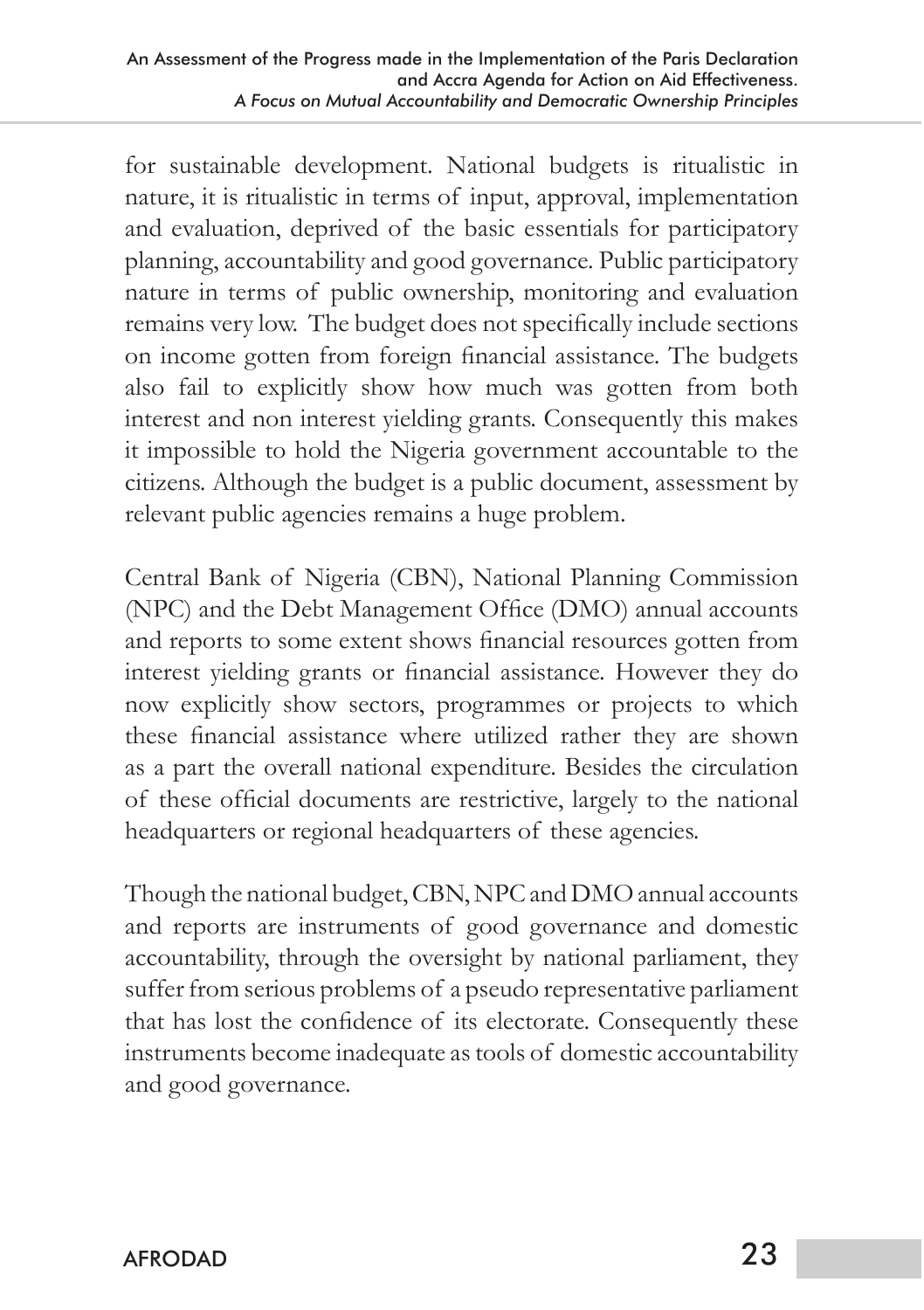for sustainable development. National budgets is ritualistic in nature, it is ritualistic in terms of input, approval, implementation and evaluation, deprived of the basic essentials for participatory planning, accountability and good governance. Public participatory nature in terms of public ownership, monitoring and evaluation remains very low. The budget does not specifically include sections on income gotten from foreign financial assistance. The budgets also fail to explicitly show how much was gotten from both interest and non interest yielding grants. Consequently this makes it impossible to hold the Nigeria government accountable to the citizens. Although the budget is a public document, assessment by relevant public agencies remains a huge problem.

Central Bank of Nigeria (CBN), National Planning Commission (NPC) and the Debt Management Office (DMO) annual accounts and reports to some extent shows financial resources gotten from interest yielding grants or financial assistance. However they do now explicitly show sectors, programmes or projects to which these financial assistance where utilized rather they are shown as a part the overall national expenditure. Besides the circulation of these official documents are restrictive, largely to the national headquarters or regional headquarters of these agencies.

Though the national budget, CBN, NPC and DMO annual accounts and reports are instruments of good governance and domestic accountability, through the oversight by national parliament, they suffer from serious problems of a pseudo representative parliament that has lost the confidence of its electorate. Consequently these instruments become inadequate as tools of domestic accountability and good governance.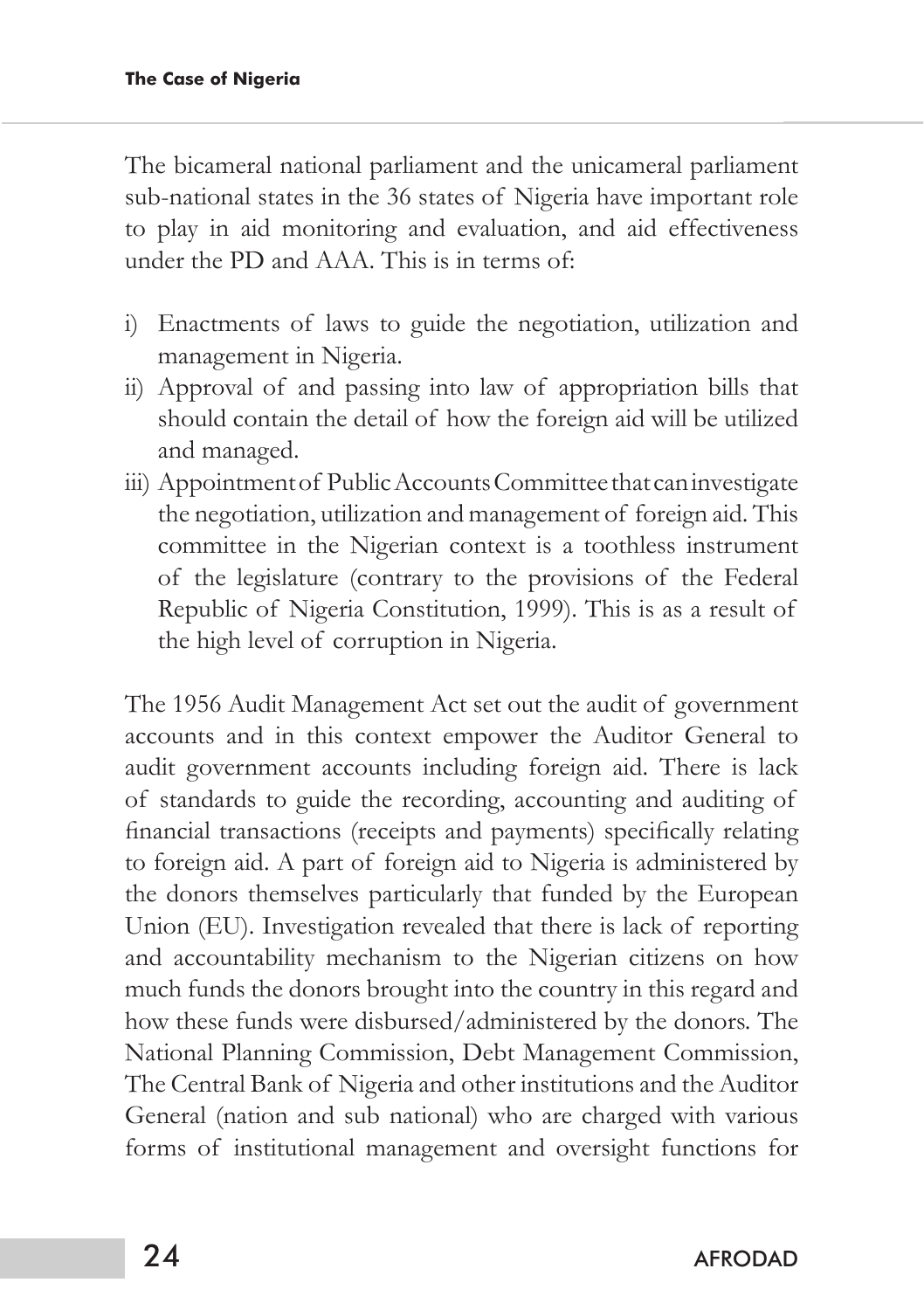The bicameral national parliament and the unicameral parliament sub-national states in the 36 states of Nigeria have important role to play in aid monitoring and evaluation, and aid effectiveness under the PD and AAA. This is in terms of:

i) Enactments of laws to guide the negotiation, utilization and management in Nigeria.
ii) Approval of and passing into law of appropriation bills that should contain the detail of how the foreign aid will be utilized and managed.
iii) Appointment of Public Accounts Committee that can investigate the negotiation, utilization and management of foreign aid. This committee in the Nigerian context is a toothless instrument of the legislature (contrary to the provisions of the Federal Republic of Nigeria Constitution, 1999). This is as a result of the high level of corruption in Nigeria.

The 1956 Audit Management Act set out the audit of government accounts and in this context empower the Auditor General to audit government accounts including foreign aid. There is lack of standards to guide the recording, accounting and auditing of financial transactions (receipts and payments) specifically relating to foreign aid. A part of foreign aid to Nigeria is administered by the donors themselves particularly that funded by the European Union (EU). Investigation revealed that there is lack of reporting and accountability mechanism to the Nigerian citizens on how much funds the donors brought into the country in this regard and how these funds were disbursed/administered by the donors. The National Planning Commission, Debt Management Commission, The Central Bank of Nigeria and other institutions and the Auditor General (nation and sub national) who are charged with various forms of institutional management and oversight functions for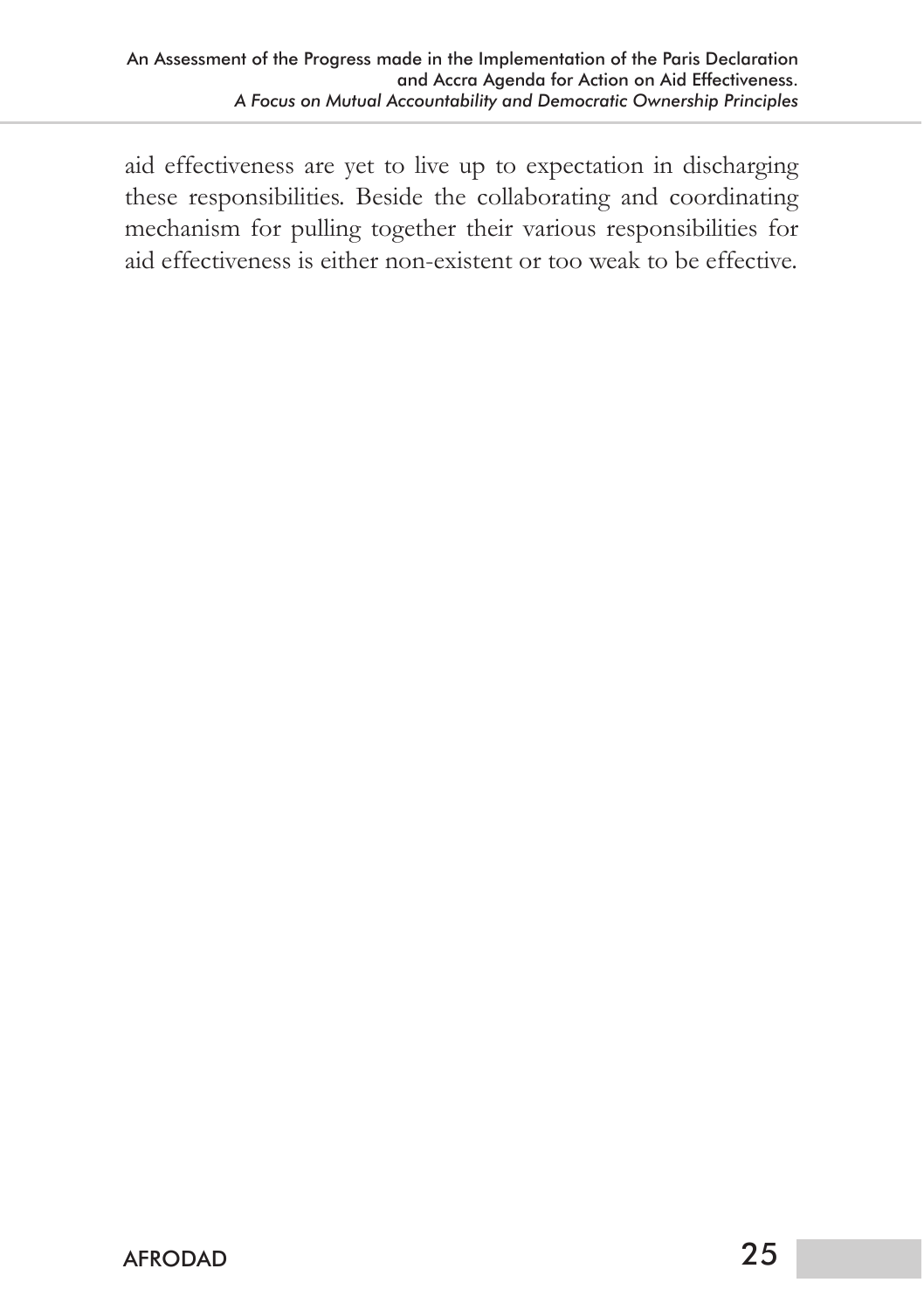aid effectiveness are yet to live up to expectation in discharging these responsibilities. Beside the collaborating and coordinating mechanism for pulling together their various responsibilities for aid effectiveness is either non-existent or too weak to be effective.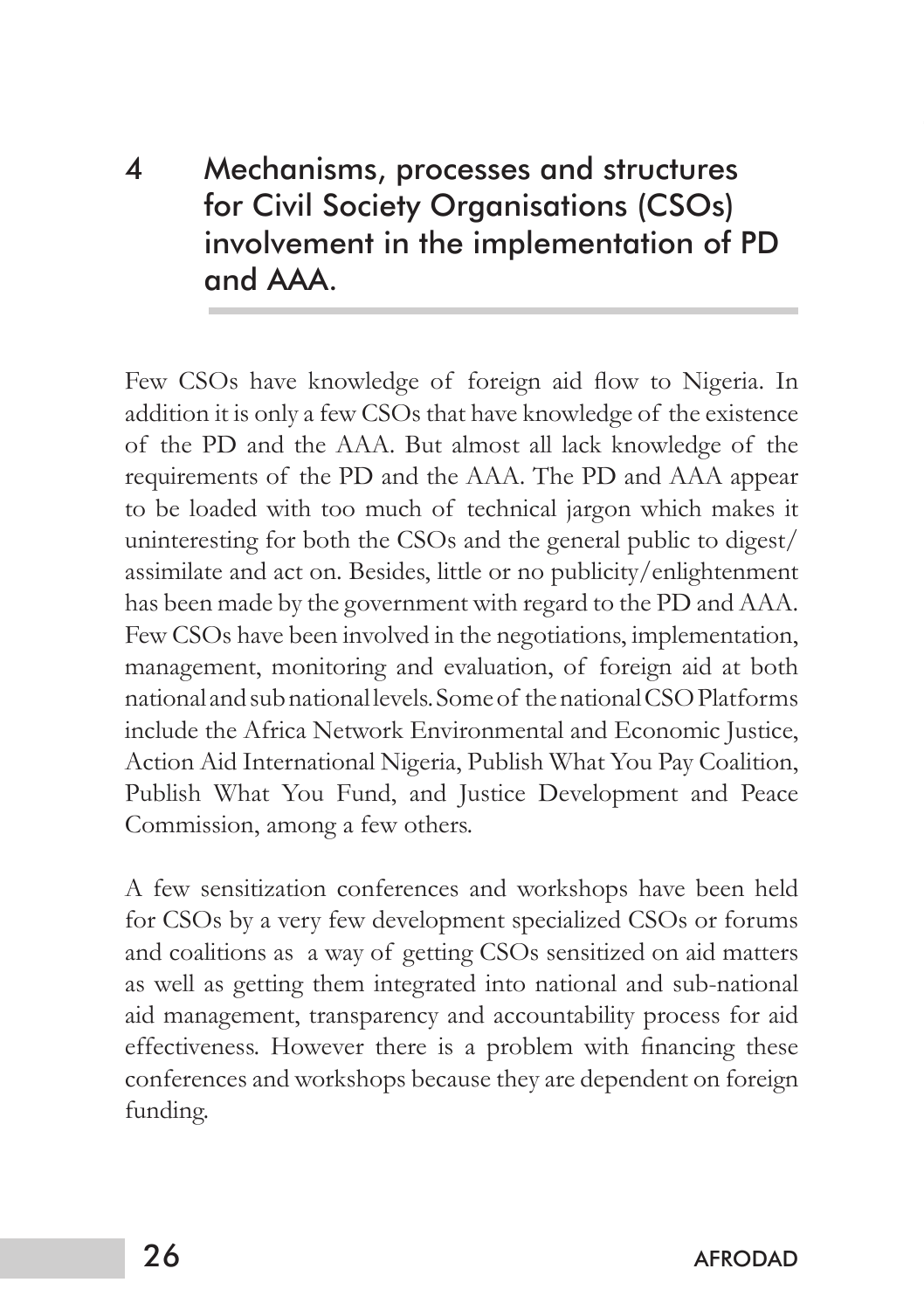# 4 Mechanisms, processes and structures for Civil Society Organisations (CSOs) involvement in the implementation of PD and AAA.

Few CSOs have knowledge of foreign aid flow to Nigeria. In addition it is only a few CSOs that have knowledge of the existence of the PD and the AAA. But almost all lack knowledge of the requirements of the PD and the AAA. The PD and AAA appear to be loaded with too much of technical jargon which makes it uninteresting for both the CSOs and the general public to digest/ assimilate and act on. Besides, little or no publicity/enlightenment has been made by the government with regard to the PD and AAA. Few CSOs have been involved in the negotiations, implementation, management, monitoring and evaluation, of foreign aid at both national and sub national levels. Some of the national CSO Platforms include the Africa Network Environmental and Economic Justice, Action Aid International Nigeria, Publish What You Pay Coalition, Publish What You Fund, and Justice Development and Peace Commission, among a few others.

A few sensitization conferences and workshops have been held for CSOs by a very few development specialized CSOs or forums and coalitions as a way of getting CSOs sensitized on aid matters as well as getting them integrated into national and sub-national aid management, transparency and accountability process for aid effectiveness. However there is a problem with financing these conferences and workshops because they are dependent on foreign funding.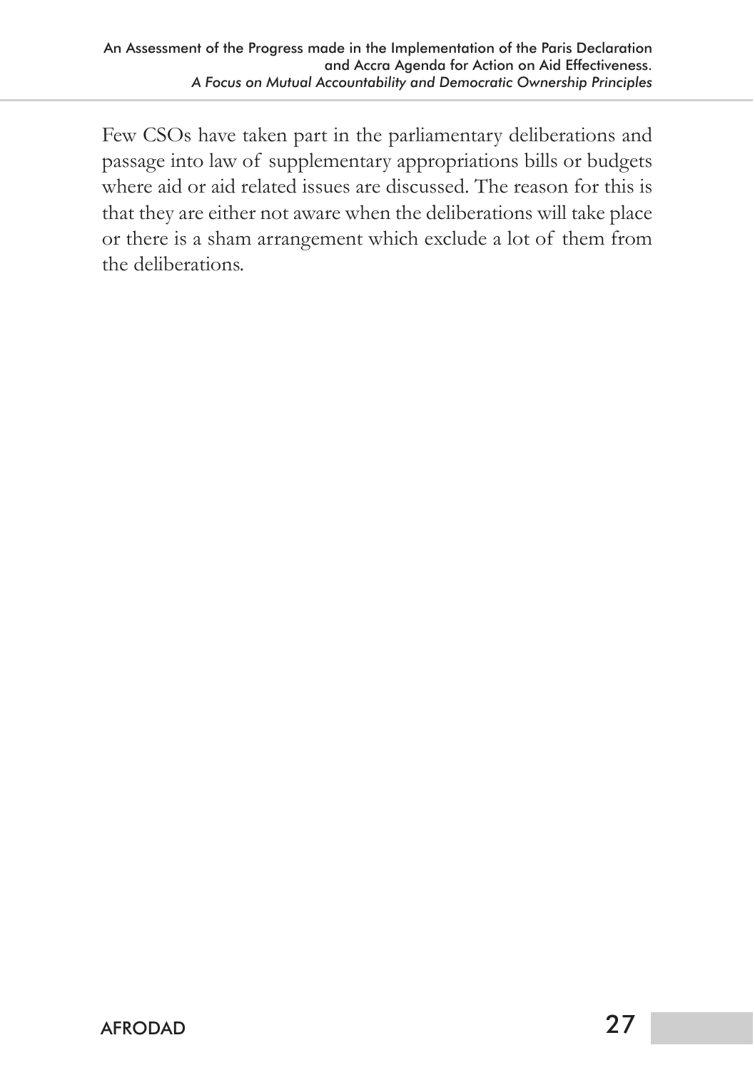Few CSOs have taken part in the parliamentary deliberations and passage into law of supplementary appropriations bills or budgets where aid or aid related issues are discussed. The reason for this is that they are either not aware when the deliberations will take place or there is a sham arrangement which exclude a lot of them from the deliberations.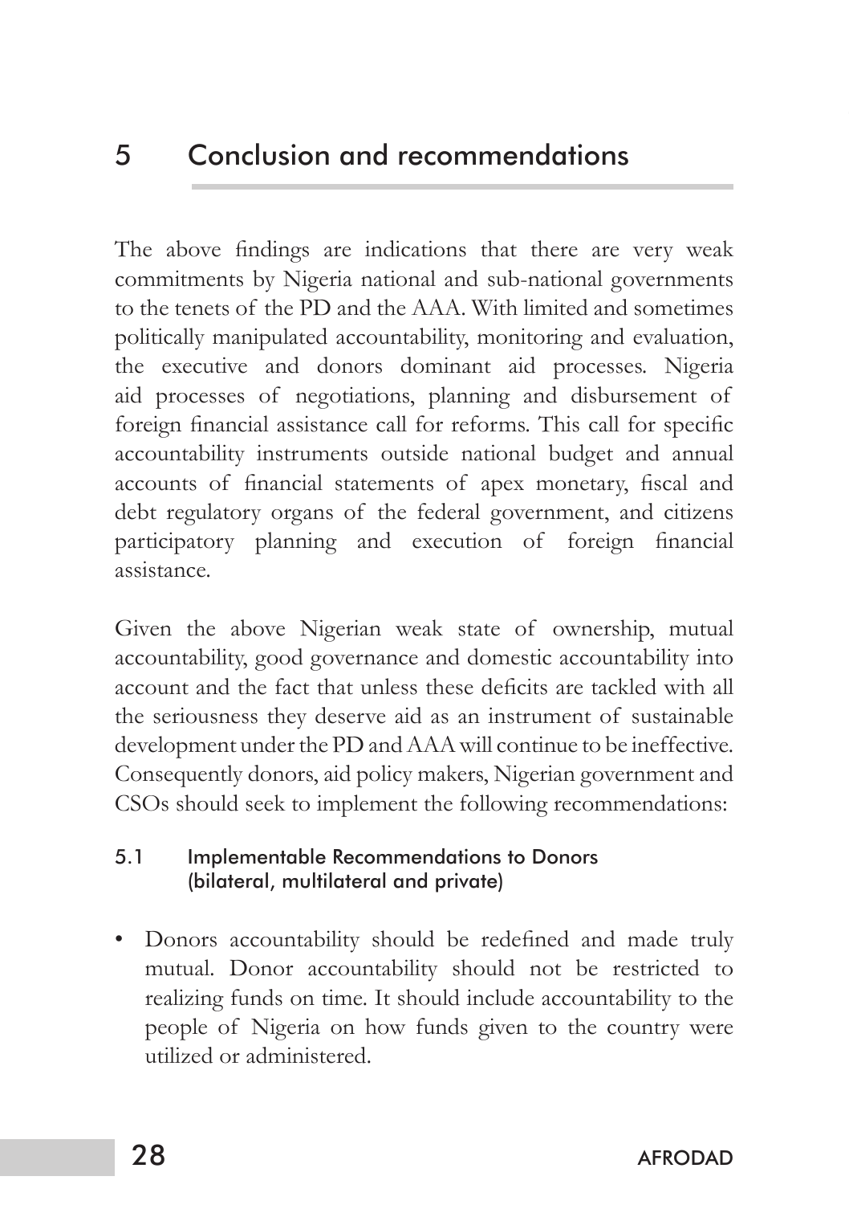# 5 Conclusion and recommendations

The above findings are indications that there are very weak commitments by Nigeria national and sub-national governments to the tenets of the PD and the AAA. With limited and sometimes politically manipulated accountability, monitoring and evaluation, the executive and donors dominant aid processes. Nigeria aid processes of negotiations, planning and disbursement of foreign financial assistance call for reforms. This call for specific accountability instruments outside national budget and annual accounts of financial statements of apex monetary, fiscal and debt regulatory organs of the federal government, and citizens participatory planning and execution of foreign financial assistance.

Given the above Nigerian weak state of ownership, mutual accountability, good governance and domestic accountability into account and the fact that unless these deficits are tackled with all the seriousness they deserve aid as an instrument of sustainable development under the PD and AAA will continue to be ineffective. Consequently donors, aid policy makers, Nigerian government and CSOs should seek to implement the following recommendations:

## 5.1 Implementable Recommendations to Donors (bilateral, multilateral and private)

- Donors accountability should be redefined and made truly mutual. Donor accountability should not be restricted to realizing funds on time. It should include accountability to the people of Nigeria on how funds given to the country were utilized or administered.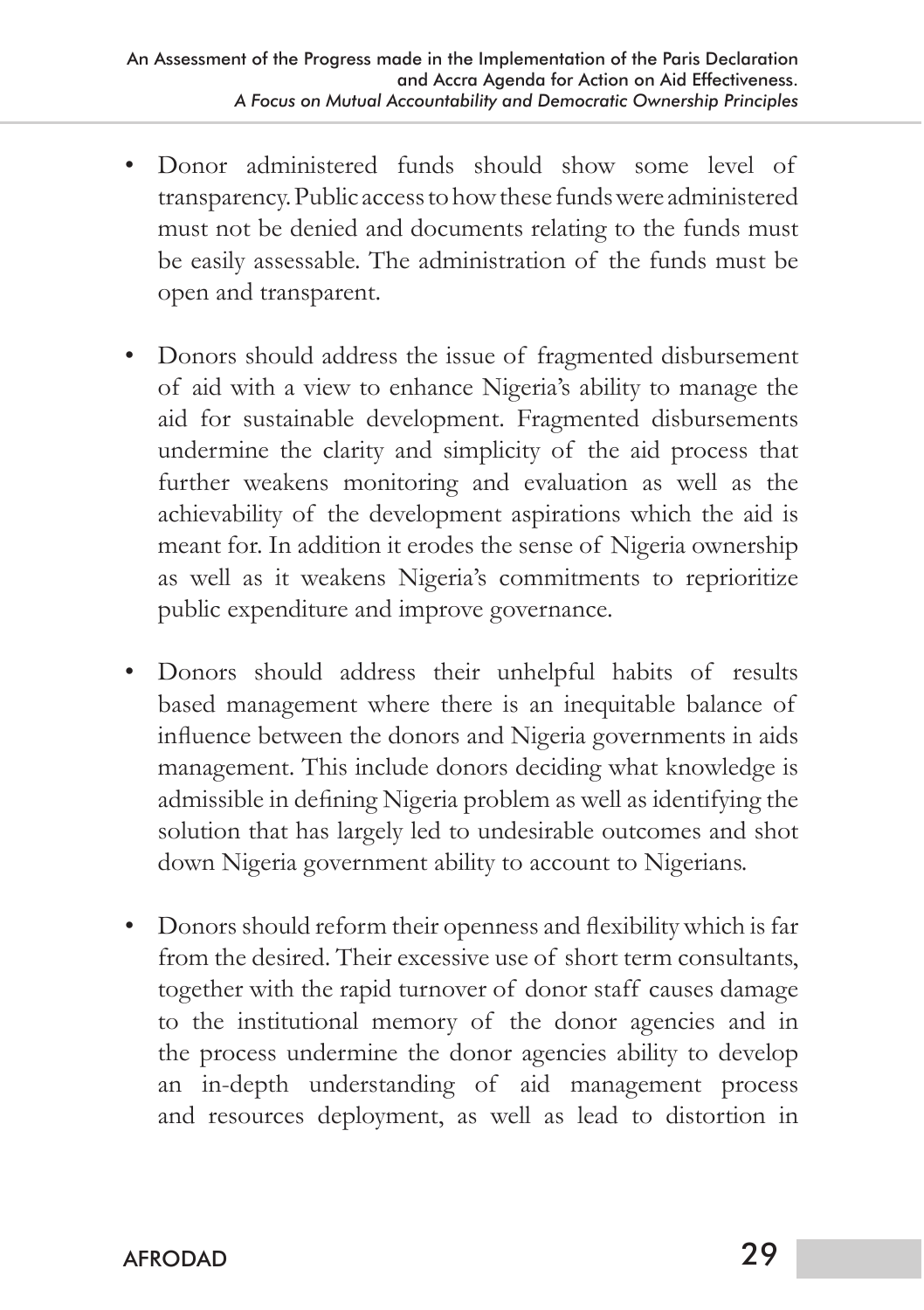- Donor administered funds should show some level of transparency. Public access to how these funds were administered must not be denied and documents relating to the funds must be easily assessable. The administration of the funds must be open and transparent.

- Donors should address the issue of fragmented disbursement of aid with a view to enhance Nigeria's ability to manage the aid for sustainable development. Fragmented disbursements undermine the clarity and simplicity of the aid process that further weakens monitoring and evaluation as well as the achievability of the development aspirations which the aid is meant for. In addition it erodes the sense of Nigeria ownership as well as it weakens Nigeria's commitments to reprioritize public expenditure and improve governance.

- Donors should address their unhelpful habits of results based management where there is an inequitable balance of influence between the donors and Nigeria governments in aids management. This include donors deciding what knowledge is admissible in defining Nigeria problem as well as identifying the solution that has largely led to undesirable outcomes and shot down Nigeria government ability to account to Nigerians.

- Donors should reform their openness and flexibility which is far from the desired. Their excessive use of short term consultants, together with the rapid turnover of donor staff causes damage to the institutional memory of the donor agencies and in the process undermine the donor agencies ability to develop an in-depth understanding of aid management process and resources deployment, as well as lead to distortion in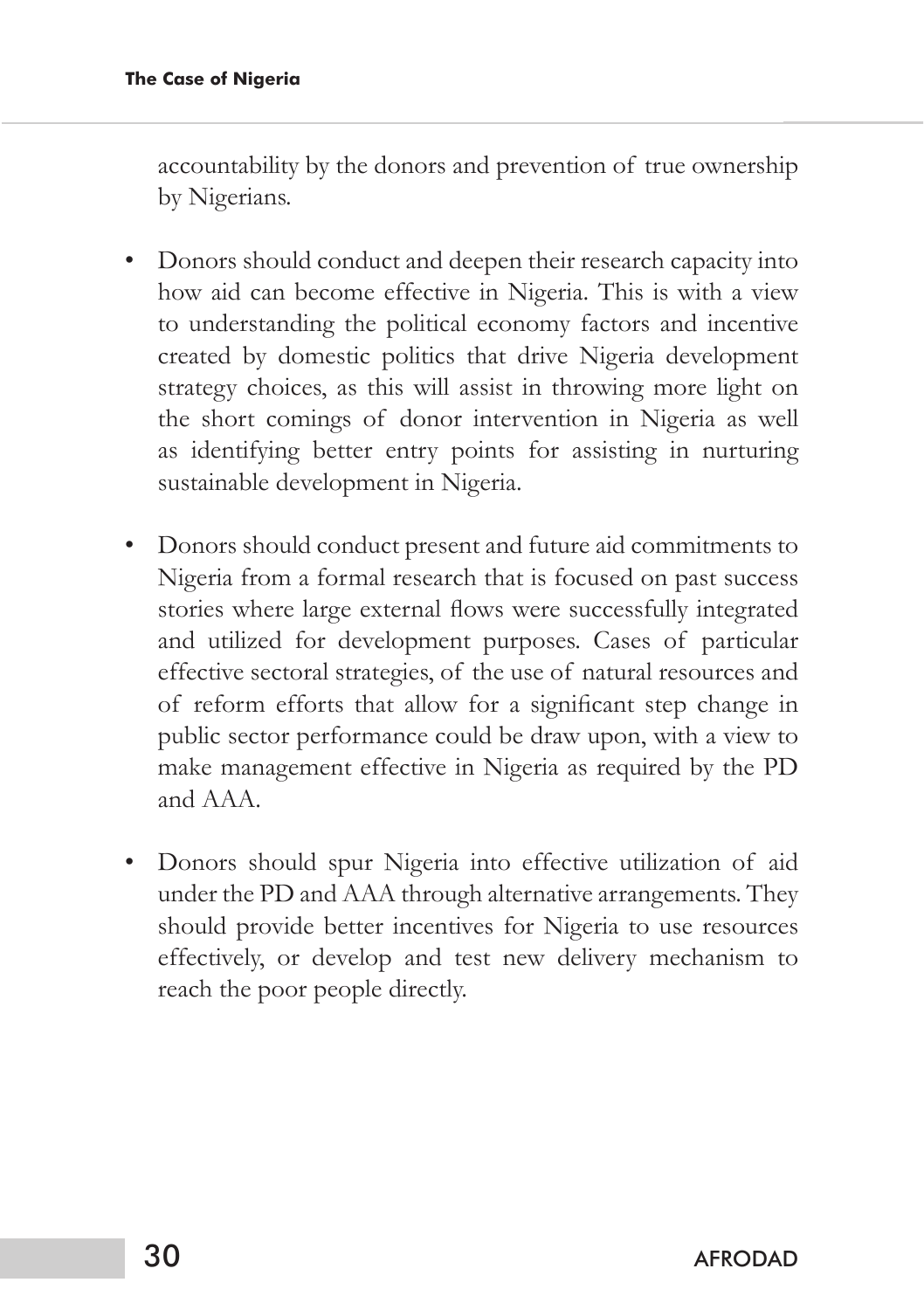accountability by the donors and prevention of true ownership by Nigerians.

- Donors should conduct and deepen their research capacity into how aid can become effective in Nigeria. This is with a view to understanding the political economy factors and incentive created by domestic politics that drive Nigeria development strategy choices, as this will assist in throwing more light on the short comings of donor intervention in Nigeria as well as identifying better entry points for assisting in nurturing sustainable development in Nigeria.

- Donors should conduct present and future aid commitments to Nigeria from a formal research that is focused on past success stories where large external flows were successfully integrated and utilized for development purposes. Cases of particular effective sectoral strategies, of the use of natural resources and of reform efforts that allow for a significant step change in public sector performance could be draw upon, with a view to make management effective in Nigeria as required by the PD and AAA.

- Donors should spur Nigeria into effective utilization of aid under the PD and AAA through alternative arrangements. They should provide better incentives for Nigeria to use resources effectively, or develop and test new delivery mechanism to reach the poor people directly.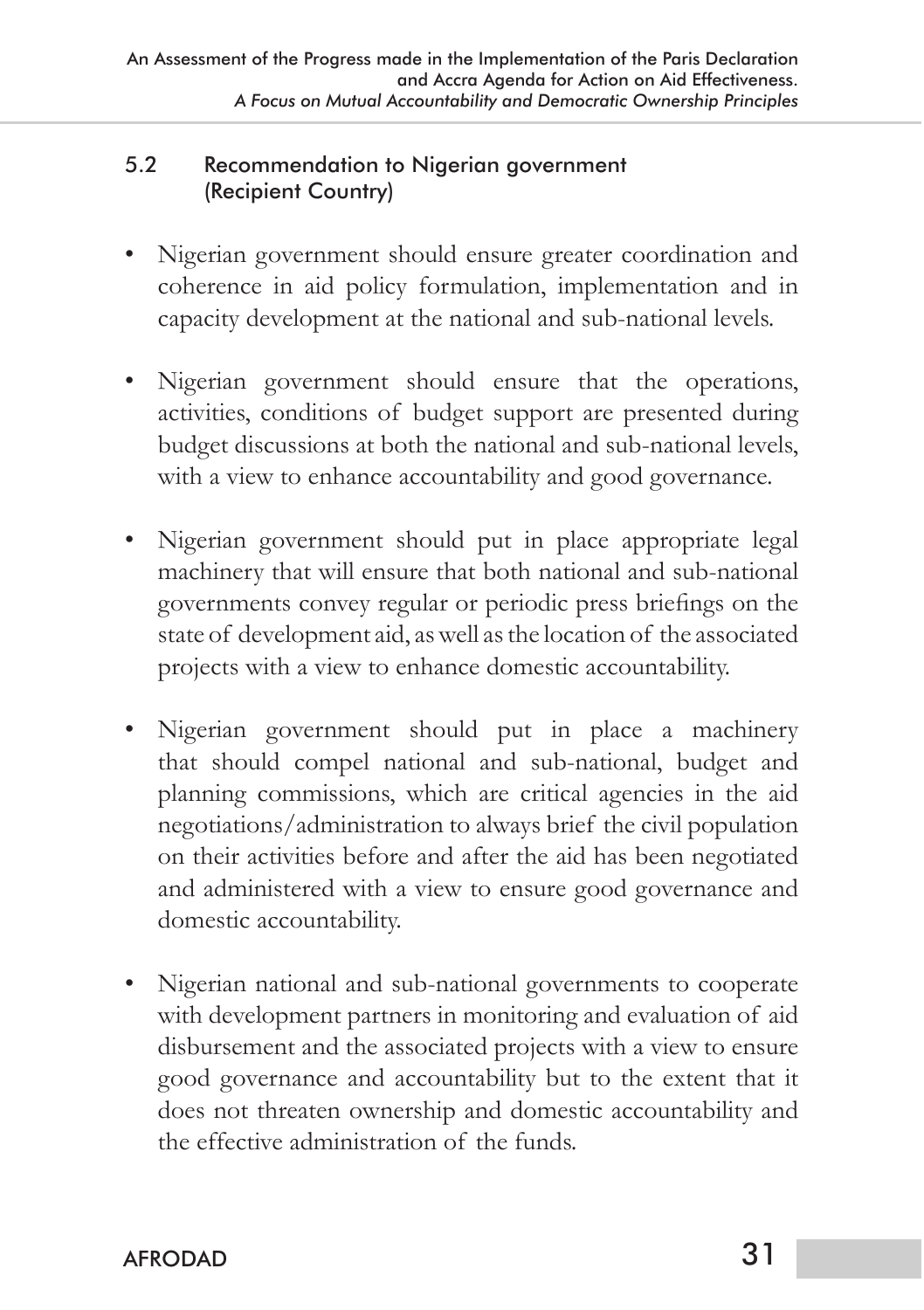## 5.2 Recommendation to Nigerian government (Recipient Country)

- Nigerian government should ensure greater coordination and coherence in aid policy formulation, implementation and in capacity development at the national and sub-national levels.

- Nigerian government should ensure that the operations, activities, conditions of budget support are presented during budget discussions at both the national and sub-national levels, with a view to enhance accountability and good governance.

- Nigerian government should put in place appropriate legal machinery that will ensure that both national and sub-national governments convey regular or periodic press briefings on the state of development aid, as well as the location of the associated projects with a view to enhance domestic accountability.

- Nigerian government should put in place a machinery that should compel national and sub-national, budget and planning commissions, which are critical agencies in the aid negotiations/administration to always brief the civil population on their activities before and after the aid has been negotiated and administered with a view to ensure good governance and domestic accountability.

- Nigerian national and sub-national governments to cooperate with development partners in monitoring and evaluation of aid disbursement and the associated projects with a view to ensure good governance and accountability but to the extent that it does not threaten ownership and domestic accountability and the effective administration of the funds.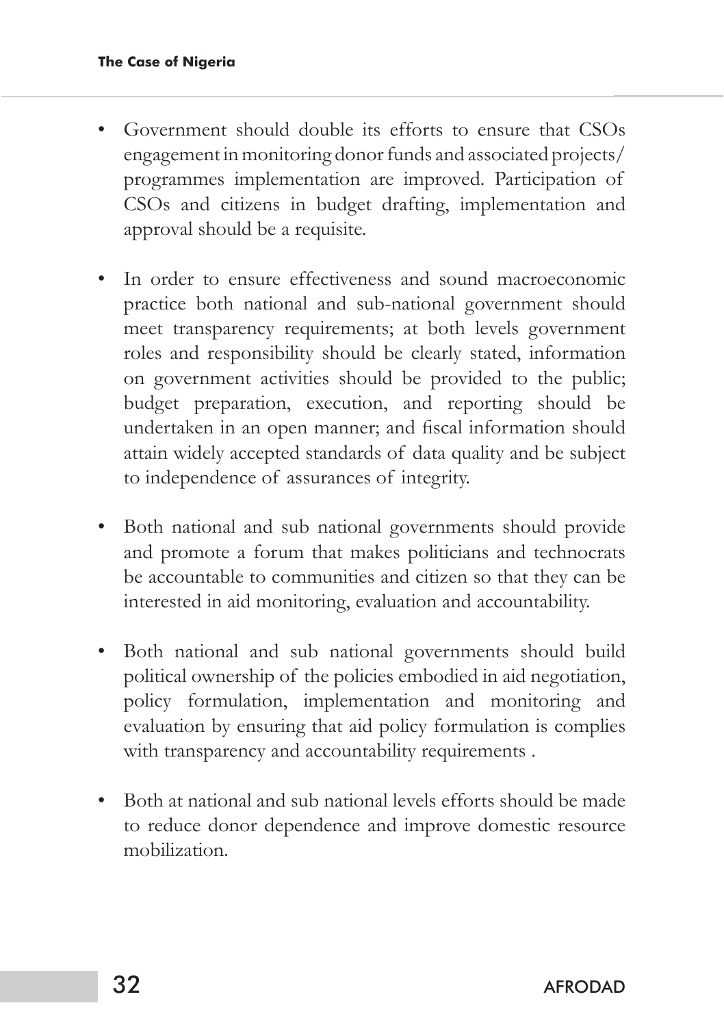- Government should double its efforts to ensure that CSOs engagement in monitoring donor funds and associated projects/ programmes implementation are improved. Participation of CSOs and citizens in budget drafting, implementation and approval should be a requisite.

- In order to ensure effectiveness and sound macroeconomic practice both national and sub-national government should meet transparency requirements; at both levels government roles and responsibility should be clearly stated, information on government activities should be provided to the public; budget preparation, execution, and reporting should be undertaken in an open manner; and fiscal information should attain widely accepted standards of data quality and be subject to independence of assurances of integrity.

- Both national and sub national governments should provide and promote a forum that makes politicians and technocrats be accountable to communities and citizen so that they can be interested in aid monitoring, evaluation and accountability.

- Both national and sub national governments should build political ownership of the policies embodied in aid negotiation, policy formulation, implementation and monitoring and evaluation by ensuring that aid policy formulation is complies with transparency and accountability requirements .

- Both at national and sub national levels efforts should be made to reduce donor dependence and improve domestic resource mobilization.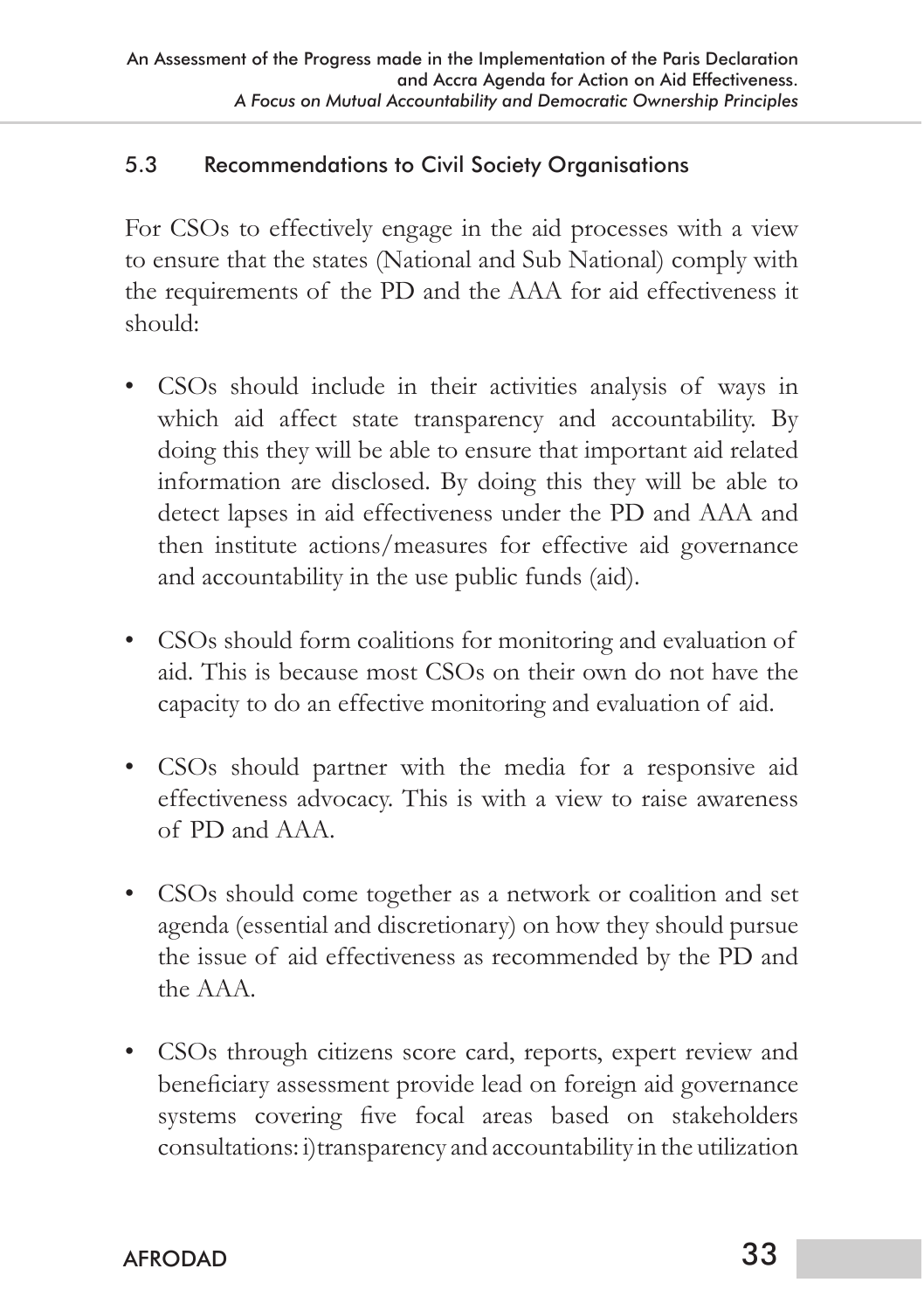### 5.3 Recommendations to Civil Society Organisations

For CSOs to effectively engage in the aid processes with a view to ensure that the states (National and Sub National) comply with the requirements of the PD and the AAA for aid effectiveness it should:

- CSOs should include in their activities analysis of ways in which aid affect state transparency and accountability. By doing this they will be able to ensure that important aid related information are disclosed. By doing this they will be able to detect lapses in aid effectiveness under the PD and AAA and then institute actions/measures for effective aid governance and accountability in the use public funds (aid).

- CSOs should form coalitions for monitoring and evaluation of aid. This is because most CSOs on their own do not have the capacity to do an effective monitoring and evaluation of aid.

- CSOs should partner with the media for a responsive aid effectiveness advocacy. This is with a view to raise awareness of PD and AAA.

- CSOs should come together as a network or coalition and set agenda (essential and discretionary) on how they should pursue the issue of aid effectiveness as recommended by the PD and the AAA.

- CSOs through citizens score card, reports, expert review and beneficiary assessment provide lead on foreign aid governance systems covering five focal areas based on stakeholders consultations: i) transparency and accountability in the utilization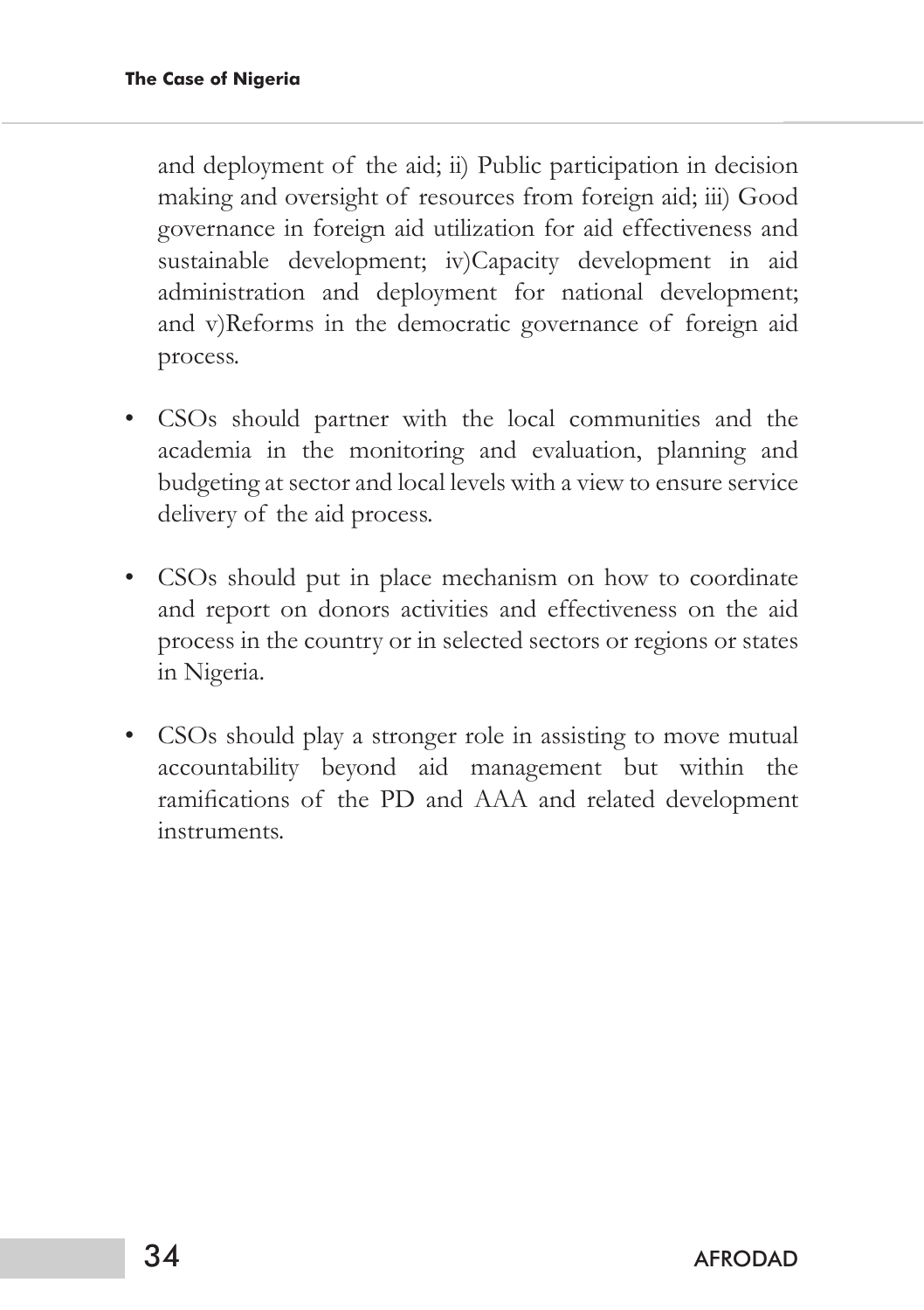and deployment of the aid; ii) Public participation in decision making and oversight of resources from foreign aid; iii) Good governance in foreign aid utilization for aid effectiveness and sustainable development; iv)Capacity development in aid administration and deployment for national development; and v)Reforms in the democratic governance of foreign aid process.

- CSOs should partner with the local communities and the academia in the monitoring and evaluation, planning and budgeting at sector and local levels with a view to ensure service delivery of the aid process.

- CSOs should put in place mechanism on how to coordinate and report on donors activities and effectiveness on the aid process in the country or in selected sectors or regions or states in Nigeria.

- CSOs should play a stronger role in assisting to move mutual accountability beyond aid management but within the ramifications of the PD and AAA and related development instruments.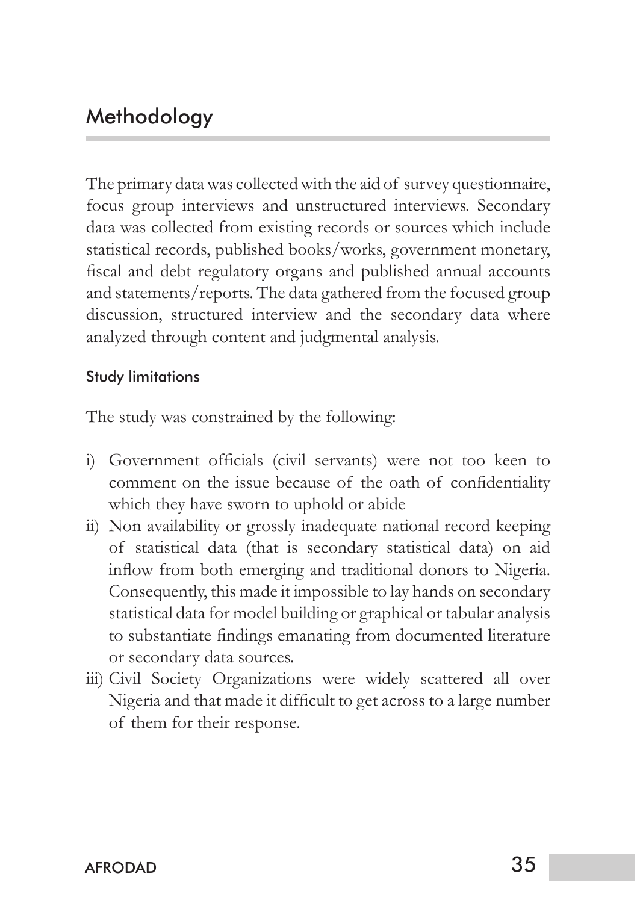# Methodology

The primary data was collected with the aid of survey questionnaire, focus group interviews and unstructured interviews. Secondary data was collected from existing records or sources which include statistical records, published books/works, government monetary, fiscal and debt regulatory organs and published annual accounts and statements/reports. The data gathered from the focused group discussion, structured interview and the secondary data where analyzed through content and judgmental analysis.

## Study limitations

The study was constrained by the following:

i) Government officials (civil servants) were not too keen to comment on the issue because of the oath of confidentiality which they have sworn to uphold or abide
ii) Non availability or grossly inadequate national record keeping of statistical data (that is secondary statistical data) on aid inflow from both emerging and traditional donors to Nigeria. Consequently, this made it impossible to lay hands on secondary statistical data for model building or graphical or tabular analysis to substantiate findings emanating from documented literature or secondary data sources.
iii) Civil Society Organizations were widely scattered all over Nigeria and that made it difficult to get across to a large number of them for their response.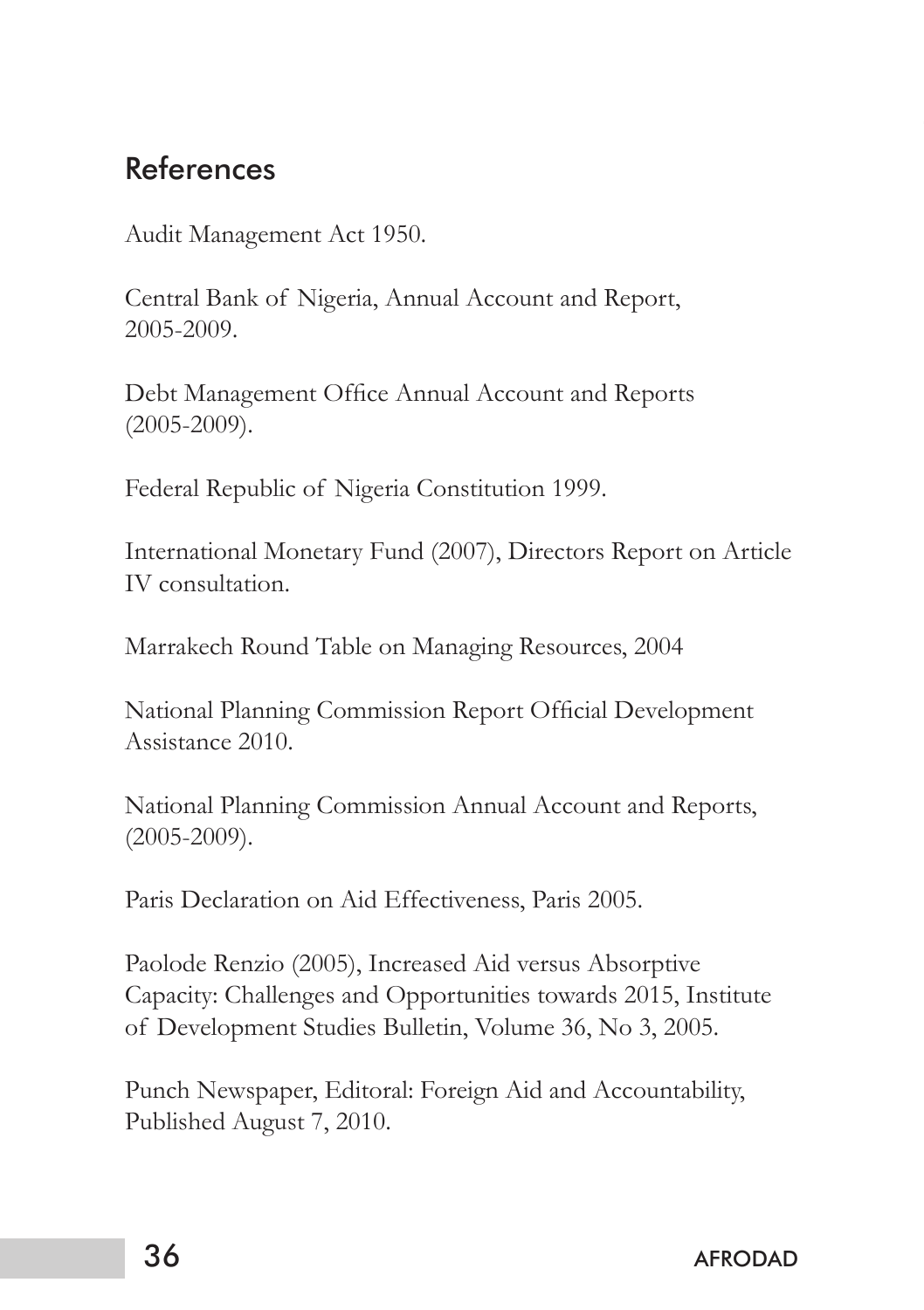## References

Audit Management Act 1950.

Central Bank of Nigeria, Annual Account and Report, 2005-2009.

Debt Management Office Annual Account and Reports (2005-2009).

Federal Republic of Nigeria Constitution 1999.

International Monetary Fund (2007), Directors Report on Article IV consultation.

Marrakech Round Table on Managing Resources, 2004

National Planning Commission Report Official Development Assistance 2010.

National Planning Commission Annual Account and Reports, (2005-2009).

Paris Declaration on Aid Effectiveness, Paris 2005.

Paolode Renzio (2005), Increased Aid versus Absorptive Capacity: Challenges and Opportunities towards 2015, Institute of Development Studies Bulletin, Volume 36, No 3, 2005.

Punch Newspaper, Editoral: Foreign Aid and Accountability, Published August 7, 2010.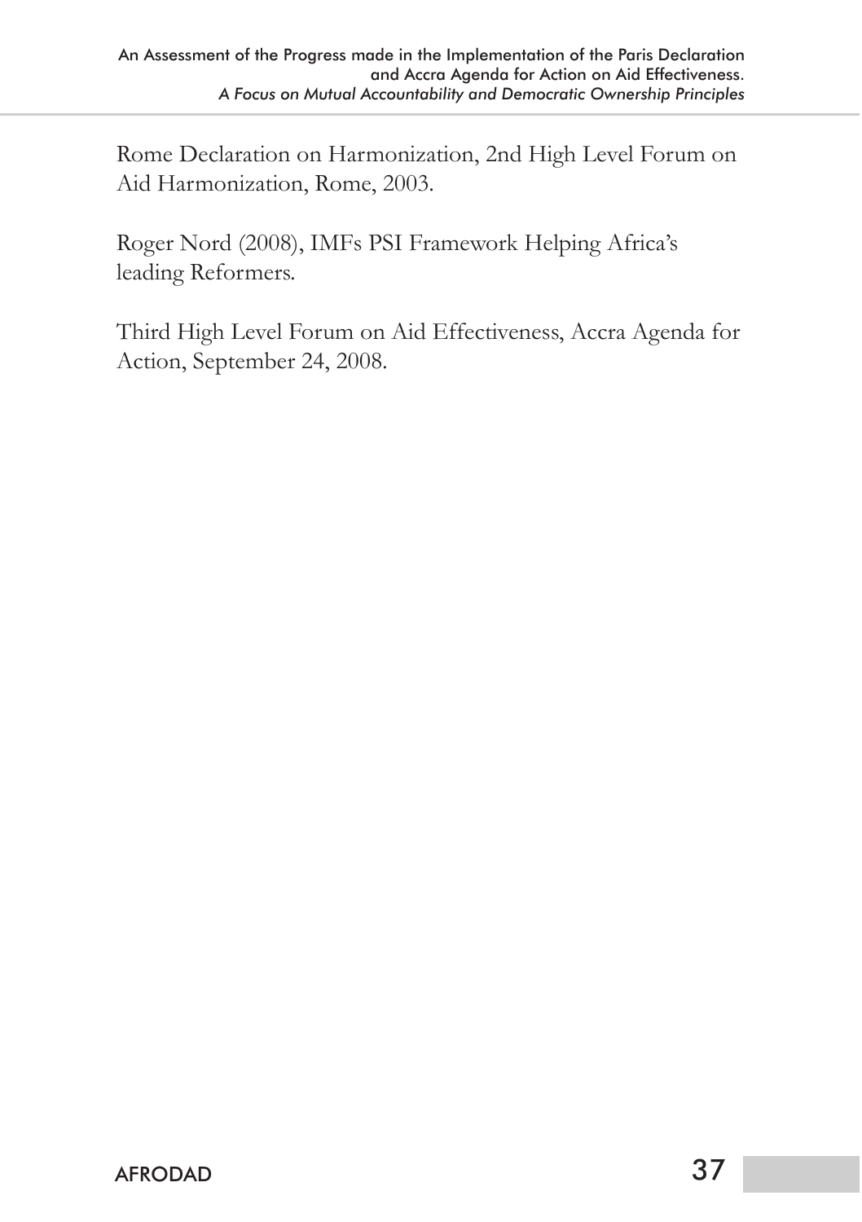Rome Declaration on Harmonization, 2nd High Level Forum on Aid Harmonization, Rome, 2003.

Roger Nord (2008), IMFs PSI Framework Helping Africa's leading Reformers.

Third High Level Forum on Aid Effectiveness, Accra Agenda for Action, September 24, 2008.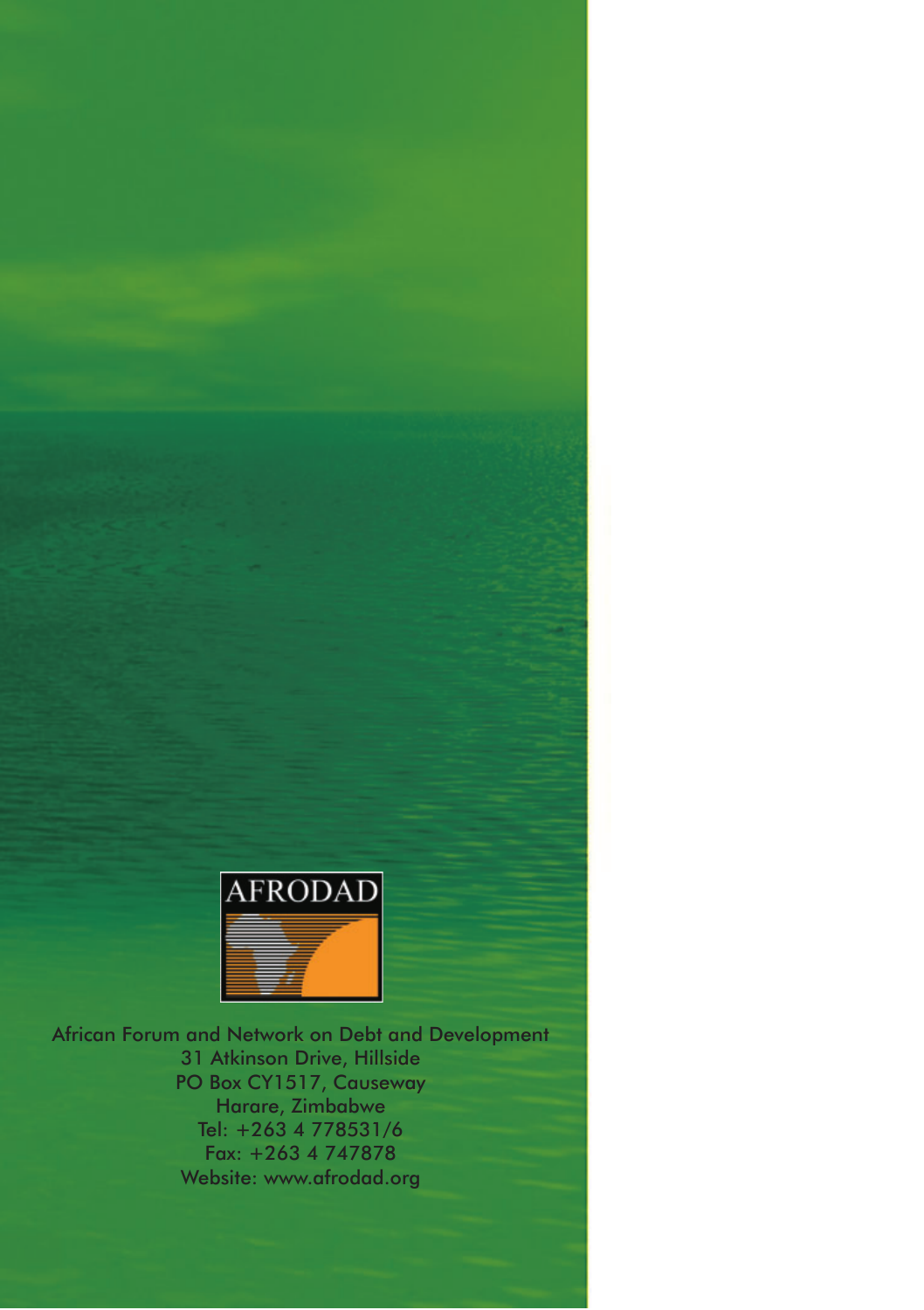AFRODAD

African Forum and Network on Debt and Development
31 Atkinson Drive, Hillside
PO Box CY1517, Causeway
Harare, Zimbabwe
Tel: +263 4 778531/6
Fax: +263 4 747878
Website: www.afrodad.org